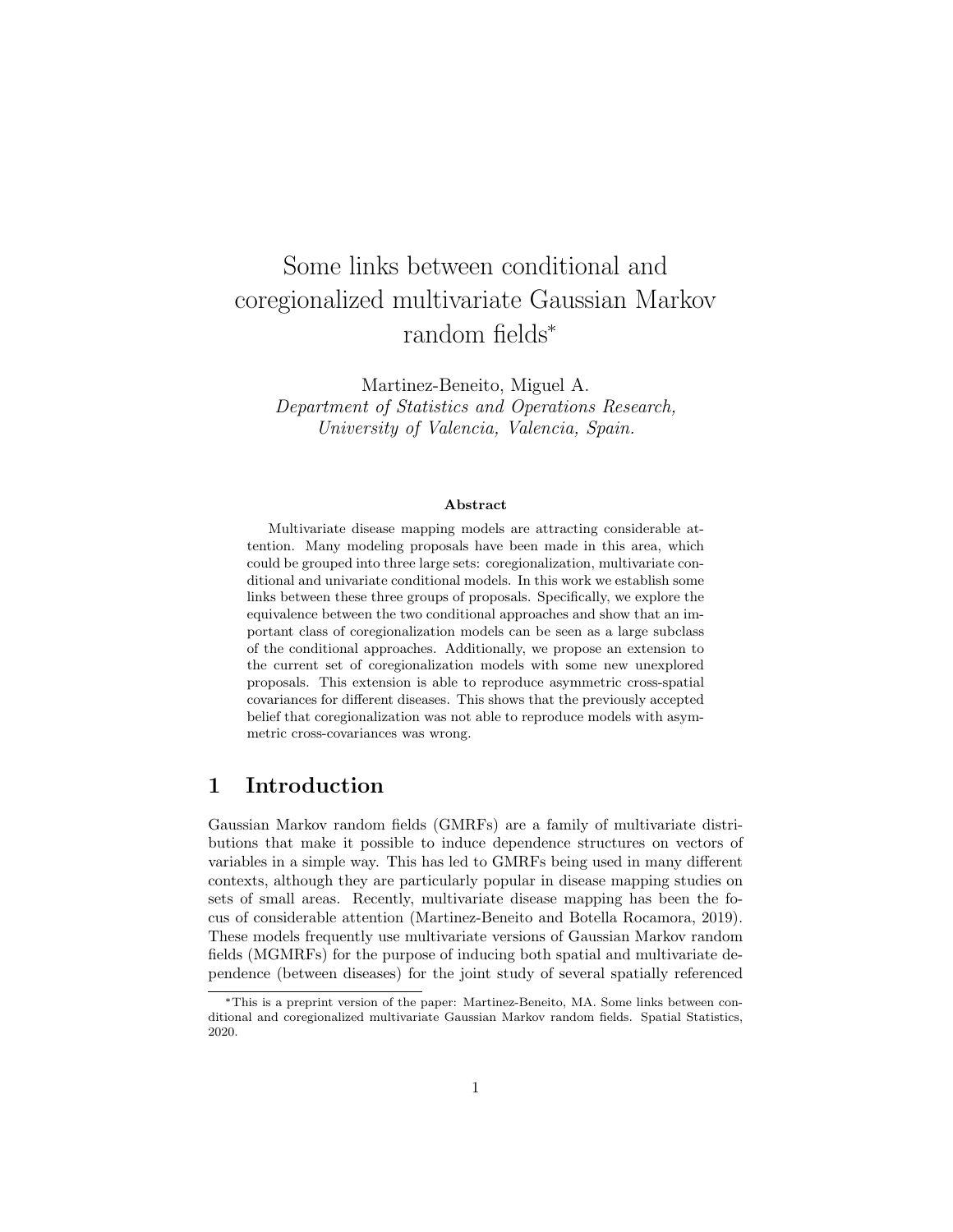# Some links between conditional and coregionalized multivariate Gaussian Markov random fields*

Martinez-Beneito, Miguel A.

*Department of Statistics and Operations Research, University of Valencia, Valencia, Spain.*

### Abstract

Multivariate disease mapping models are attracting considerable attention. Many modeling proposals have been made in this area, which could be grouped into three large sets: coregionalization, multivariate conditional and univariate conditional models. In this work we establish some links between these three groups of proposals. Specifically, we explore the equivalence between the two conditional approaches and show that an important class of coregionalization models can be seen as a large subclass of the conditional approaches. Additionally, we propose an extension to the current set of coregionalization models with some new unexplored proposals. This extension is able to reproduce asymmetric cross-spatial covariances for different diseases. This shows that the previously accepted belief that coregionalization was not able to reproduce models with asymmetric cross-covariances was wrong.

## 1 Introduction

Gaussian Markov random fields (GMRFs) are a family of multivariate distributions that make it possible to induce dependence structures on vectors of variables in a simple way. This has led to GMRFs being used in many different contexts, although they are particularly popular in disease mapping studies on sets of small areas. Recently, multivariate disease mapping has been the focus of considerable attention (Martinez-Beneito and Botella Rocamora, 2019). These models frequently use multivariate versions of Gaussian Markov random fields (MGMRFs) for the purpose of inducing both spatial and multivariate dependence (between diseases) for the joint study of several spatially referenced

*This is a preprint version of the paper: Martinez-Beneito, MA. Some links between conditional and coregionalized multivariate Gaussian Markov random fields. Spatial Statistics, 2020.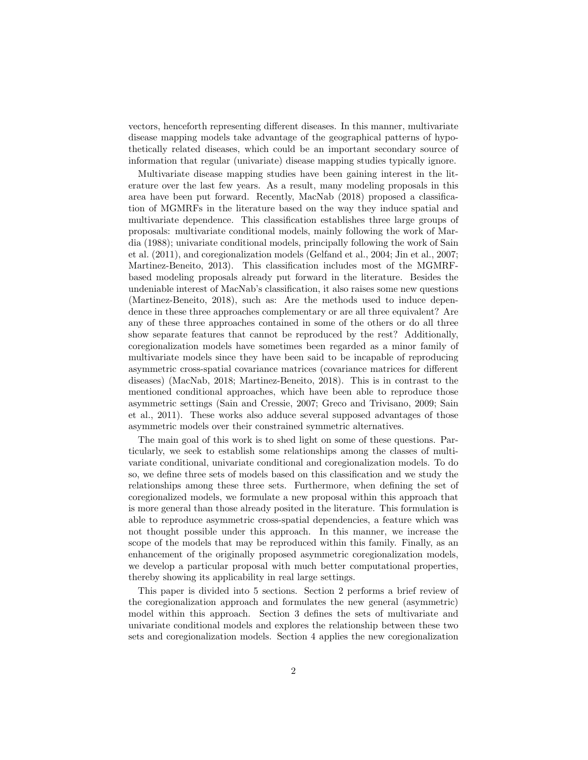vectors, henceforth representing different diseases. In this manner, multivariate disease mapping models take advantage of the geographical patterns of hypothetically related diseases, which could be an important secondary source of information that regular (univariate) disease mapping studies typically ignore.

Multivariate disease mapping studies have been gaining interest in the literature over the last few years. As a result, many modeling proposals in this area have been put forward. Recently, MacNab (2018) proposed a classification of MGMRFs in the literature based on the way they induce spatial and multivariate dependence. This classification establishes three large groups of proposals: multivariate conditional models, mainly following the work of Mardia (1988); univariate conditional models, principally following the work of Sain et al. (2011), and coregionalization models (Gelfand et al., 2004; Jin et al., 2007; Martinez-Beneito, 2013). This classification includes most of the MGMRF-based modeling proposals already put forward in the literature. Besides the undeniable interest of MacNab's classification, it also raises some new questions (Martinez-Beneito, 2018), such as: Are the methods used to induce dependence in these three approaches complementary or are all three equivalent? Are any of these three approaches contained in some of the others or do all three show separate features that cannot be reproduced by the rest? Additionally, coregionalization models have sometimes been regarded as a minor family of multivariate models since they have been said to be incapable of reproducing asymmetric cross-spatial covariance matrices (covariance matrices for different diseases) (MacNab, 2018; Martinez-Beneito, 2018). This is in contrast to the mentioned conditional approaches, which have been able to reproduce those asymmetric settings (Sain and Cressie, 2007; Greco and Trivisano, 2009; Sain et al., 2011). These works also adduce several supposed advantages of those asymmetric models over their constrained symmetric alternatives.

The main goal of this work is to shed light on some of these questions. Particularly, we seek to establish some relationships among the classes of multivariate conditional, univariate conditional and coregionalization models. To do so, we define three sets of models based on this classification and we study the relationships among these three sets. Furthermore, when defining the set of coregionalized models, we formulate a new proposal within this approach that is more general than those already posited in the literature. This formulation is able to reproduce asymmetric cross-spatial dependencies, a feature which was not thought possible under this approach. In this manner, we increase the scope of the models that may be reproduced within this family. Finally, as an enhancement of the originally proposed asymmetric coregionalization models, we develop a particular proposal with much better computational properties, thereby showing its applicability in real large settings.

This paper is divided into 5 sections. Section 2 performs a brief review of the coregionalization approach and formulates the new general (asymmetric) model within this approach. Section 3 defines the sets of multivariate and univariate conditional models and explores the relationship between these two sets and coregionalization models. Section 4 applies the new coregionalization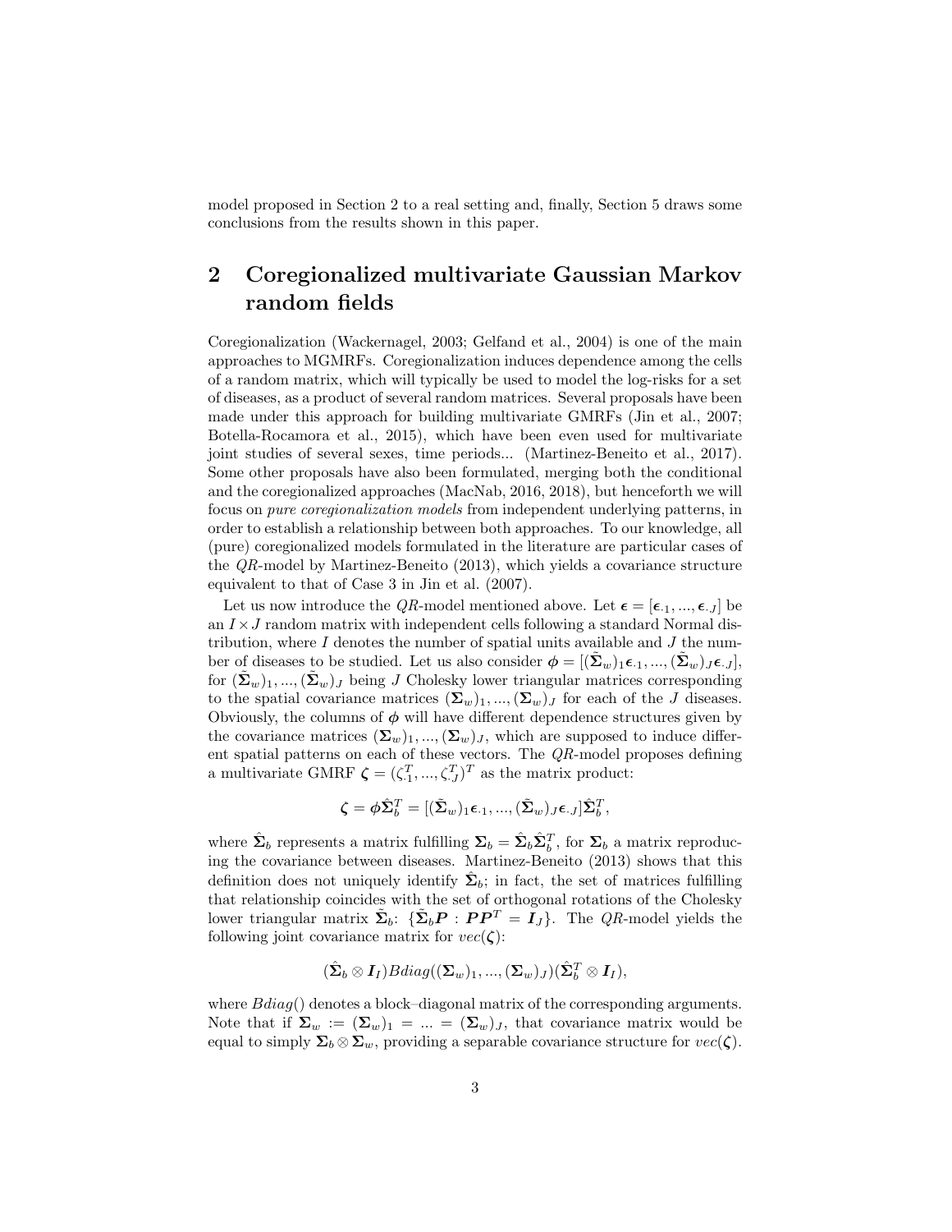model proposed in Section 2 to a real setting and, finally, Section 5 draws some conclusions from the results shown in this paper.

## 2 Coregionalized multivariate Gaussian Markov random fields

Coregionalization (Wackernagel, 2003; Gelfand et al., 2004) is one of the main approaches to MGMRFs. Coregionalization induces dependence among the cells of a random matrix, which will typically be used to model the log-risks for a set of diseases, as a product of several random matrices. Several proposals have been made under this approach for building multivariate GMRFs (Jin et al., 2007; Botella-Rocamora et al., 2015), which have been even used for multivariate joint studies of several sexes, time periods... (Martinez-Beneito et al., 2017). Some other proposals have also been formulated, merging both the conditional and the coregionalized approaches (MacNab, 2016, 2018), but henceforth we will focus on *pure coregionalization models* from independent underlying patterns, in order to establish a relationship between both approaches. To our knowledge, all (pure) coregionalized models formulated in the literature are particular cases of the $QR$-model by Martinez-Beneito (2013), which yields a covariance structure equivalent to that of Case 3 in Jin et al. (2007).

Let us now introduce the $QR$-model mentioned above. Let $\boldsymbol{\epsilon} = [\boldsymbol{\epsilon}_{\cdot 1}, ..., \boldsymbol{\epsilon}_{\cdot J}]$ be an $I \times J$ random matrix with independent cells following a standard Normal distribution, where $I$ denotes the number of spatial units available and $J$ the number of diseases to be studied. Let us also consider $\boldsymbol{\phi} = [(\tilde{\boldsymbol{\Sigma}}_w)_1 \boldsymbol{\epsilon}_{\cdot 1}, ..., (\tilde{\boldsymbol{\Sigma}}_w)_J \boldsymbol{\epsilon}_{\cdot J}]$, for $(\tilde{\boldsymbol{\Sigma}}_w)_1, ..., (\tilde{\boldsymbol{\Sigma}}_w)_J$ being $J$ Cholesky lower triangular matrices corresponding to the spatial covariance matrices $(\boldsymbol{\Sigma}_w)_1, ..., (\boldsymbol{\Sigma}_w)_J$ for each of the $J$ diseases. Obviously, the columns of $\boldsymbol{\phi}$ will have different dependence structures given by the covariance matrices $(\boldsymbol{\Sigma}_w)_1, ..., (\boldsymbol{\Sigma}_w)_J$, which are supposed to induce different spatial patterns on each of these vectors. The $QR$-model proposes defining a multivariate GMRF $\boldsymbol{\zeta} = (\zeta_{\cdot 1}^T, ..., \zeta_{\cdot J}^T)^T$ as the matrix product:

$$\boldsymbol{\zeta} = \boldsymbol{\phi} \hat{\boldsymbol{\Sigma}}_b^T = [(\tilde{\boldsymbol{\Sigma}}_w)_1 \boldsymbol{\epsilon}_{\cdot 1}, ..., (\tilde{\boldsymbol{\Sigma}}_w)_J \boldsymbol{\epsilon}_{\cdot J}] \hat{\boldsymbol{\Sigma}}_b^T,$$

where $\hat{\boldsymbol{\Sigma}}_b$ represents a matrix fulfilling $\boldsymbol{\Sigma}_b = \hat{\boldsymbol{\Sigma}}_b \hat{\boldsymbol{\Sigma}}_b^T$, for $\boldsymbol{\Sigma}_b$ a matrix reproducing the covariance between diseases. Martinez-Beneito (2013) shows that this definition does not uniquely identify $\hat{\boldsymbol{\Sigma}}_b$; in fact, the set of matrices fulfilling that relationship coincides with the set of orthogonal rotations of the Cholesky lower triangular matrix $\tilde{\boldsymbol{\Sigma}}_b$: $\{\tilde{\boldsymbol{\Sigma}}_b \boldsymbol{P} : \boldsymbol{P}\boldsymbol{P}^T = \boldsymbol{I}_J\}$. The $QR$-model yields the following joint covariance matrix for $vec(\boldsymbol{\zeta})$:

$$(\hat{\boldsymbol{\Sigma}}_b \otimes \boldsymbol{I}_I) Bdiag((\boldsymbol{\Sigma}_w)_1, ..., (\boldsymbol{\Sigma}_w)_J)(\hat{\boldsymbol{\Sigma}}_b^T \otimes \boldsymbol{I}_I),$$

where $Bdiag()$ denotes a block–diagonal matrix of the corresponding arguments. Note that if $\boldsymbol{\Sigma}_w := (\boldsymbol{\Sigma}_w)_1 = ... = (\boldsymbol{\Sigma}_w)_J$, that covariance matrix would be equal to simply $\boldsymbol{\Sigma}_b \otimes \boldsymbol{\Sigma}_w$, providing a separable covariance structure for $vec(\boldsymbol{\zeta})$.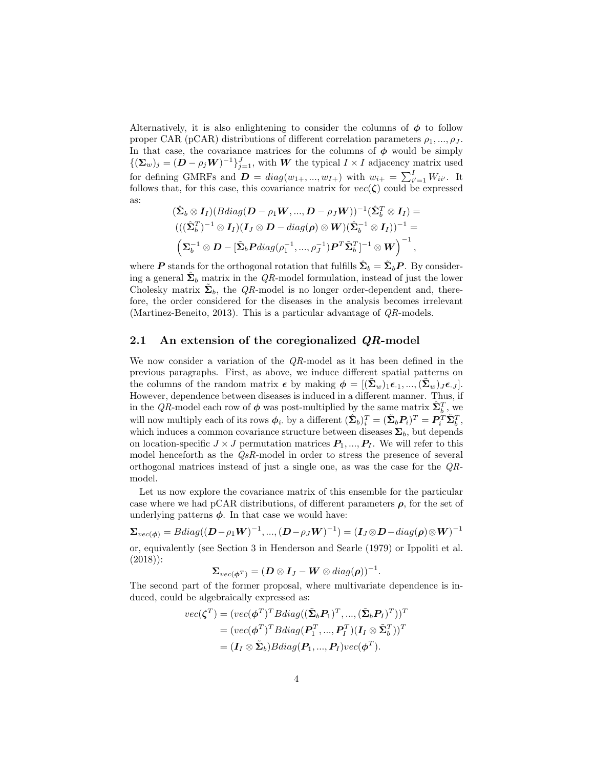Alternatively, it is also enlightening to consider the columns of $\boldsymbol{\phi}$ to follow proper CAR (pCAR) distributions of different correlation parameters $\rho_1, ..., \rho_J$. In that case, the covariance matrices for the columns of $\boldsymbol{\phi}$ would be simply $\{(\boldsymbol{\Sigma}_w)_j = (\boldsymbol{D} - \rho_j \boldsymbol{W})^{-1}\}_{j=1}^J$, with $\boldsymbol{W}$ the typical $I \times I$ adjacency matrix used for defining GMRFs and $\boldsymbol{D} = diag(w_{1+}, ..., w_{I+})$ with $w_{i+} = \sum_{i'=1}^I W_{ii'}$. It follows that, for this case, this covariance matrix for $vec(\boldsymbol{\zeta})$ could be expressed as:

$$
\begin{gathered}
(\hat{\boldsymbol{\Sigma}}_b \otimes \boldsymbol{I}_I)(Bdiag(\boldsymbol{D} - \rho_1 \boldsymbol{W}, ..., \boldsymbol{D} - \rho_J \boldsymbol{W}))^{-1}(\hat{\boldsymbol{\Sigma}}_b^T \otimes \boldsymbol{I}_I) = \\
(((\hat{\boldsymbol{\Sigma}}_b^T)^{-1} \otimes \boldsymbol{I}_I)(\boldsymbol{I}_J \otimes \boldsymbol{D} - diag(\boldsymbol{\rho}) \otimes \boldsymbol{W})(\hat{\boldsymbol{\Sigma}}_b^{-1} \otimes \boldsymbol{I}_I))^{-1} = \\
\left(\boldsymbol{\Sigma}_b^{-1} \otimes \boldsymbol{D} - [\tilde{\boldsymbol{\Sigma}}_b \boldsymbol{P} diag(\rho_1^{-1}, ..., \rho_J^{-1}) \boldsymbol{P}^T \tilde{\boldsymbol{\Sigma}}_b^T]^{-1} \otimes \boldsymbol{W}\right)^{-1},
\end{gathered}
$$

where $\boldsymbol{P}$ stands for the orthogonal rotation that fulfills $\hat{\boldsymbol{\Sigma}}_b = \tilde{\boldsymbol{\Sigma}}_b \boldsymbol{P}$. By considering a general $\hat{\boldsymbol{\Sigma}}_b$ matrix in the *QR*-model formulation, instead of just the lower Cholesky matrix $\tilde{\boldsymbol{\Sigma}}_b$, the *QR*-model is no longer order-dependent and, therefore, the order considered for the diseases in the analysis becomes irrelevant (Martinez-Beneito, 2013). This is a particular advantage of *QR*-models.

## 2.1 An extension of the coregionalized *QR*-model

We now consider a variation of the *QR*-model as it has been defined in the previous paragraphs. First, as above, we induce different spatial patterns on the columns of the random matrix $\boldsymbol{\epsilon}$ by making $\boldsymbol{\phi} = [(\tilde{\boldsymbol{\Sigma}}_w)_1 \boldsymbol{\epsilon}_{\cdot 1}, ..., (\tilde{\boldsymbol{\Sigma}}_w)_J \boldsymbol{\epsilon}_{\cdot J}]$. However, dependence between diseases is induced in a different manner. Thus, if in the *QR*-model each row of $\boldsymbol{\phi}$ was post-multiplied by the same matrix $\hat{\boldsymbol{\Sigma}}_b^T$, we will now multiply each of its rows $\boldsymbol{\phi}_{i\cdot}$ by a different $(\hat{\boldsymbol{\Sigma}}_b)_i^T = (\tilde{\boldsymbol{\Sigma}}_b \boldsymbol{P}_i)^T = \boldsymbol{P}_i^T \tilde{\boldsymbol{\Sigma}}_b^T$, which induces a common covariance structure between diseases $\boldsymbol{\Sigma}_b$, but depends on location-specific $J \times J$ permutation matrices $\boldsymbol{P}_1, ..., \boldsymbol{P}_I$. We will refer to this model henceforth as the *QsR*-model in order to stress the presence of several orthogonal matrices instead of just a single one, as was the case for the *QR*-model.

Let us now explore the covariance matrix of this ensemble for the particular case where we had pCAR distributions, of different parameters $\boldsymbol{\rho}$, for the set of underlying patterns $\boldsymbol{\phi}$. In that case we would have:

$$
\boldsymbol{\Sigma}_{vec(\boldsymbol{\phi})} = Bdiag((\boldsymbol{D} - \rho_1 \boldsymbol{W})^{-1}, ..., (\boldsymbol{D} - \rho_J \boldsymbol{W})^{-1}) = (\boldsymbol{I}_J \otimes \boldsymbol{D} - diag(\boldsymbol{\rho}) \otimes \boldsymbol{W})^{-1}
$$

or, equivalently (see Section 3 in Henderson and Searle (1979) or Ippoliti et al. (2018)):

$$
\boldsymbol{\Sigma}_{vec(\boldsymbol{\phi}^T)} = (\boldsymbol{D} \otimes \boldsymbol{I}_J - \boldsymbol{W} \otimes diag(\boldsymbol{\rho}))^{-1}.
$$

The second part of the former proposal, where multivariate dependence is induced, could be algebraically expressed as:

$$
\begin{aligned}
vec(\boldsymbol{\zeta}^T) &= (vec(\boldsymbol{\phi}^T)^T Bdiag((\tilde{\boldsymbol{\Sigma}}_b \boldsymbol{P}_1)^T, ..., (\tilde{\boldsymbol{\Sigma}}_b \boldsymbol{P}_I)^T))^T \\
&= (vec(\boldsymbol{\phi}^T)^T Bdiag(\boldsymbol{P}_1^T, ..., \boldsymbol{P}_I^T)(\boldsymbol{I}_I \otimes \tilde{\boldsymbol{\Sigma}}_b^T))^T \\
&= (\boldsymbol{I}_I \otimes \tilde{\boldsymbol{\Sigma}}_b) Bdiag(\boldsymbol{P}_1, ..., \boldsymbol{P}_I) vec(\boldsymbol{\phi}^T).
\end{aligned}
$$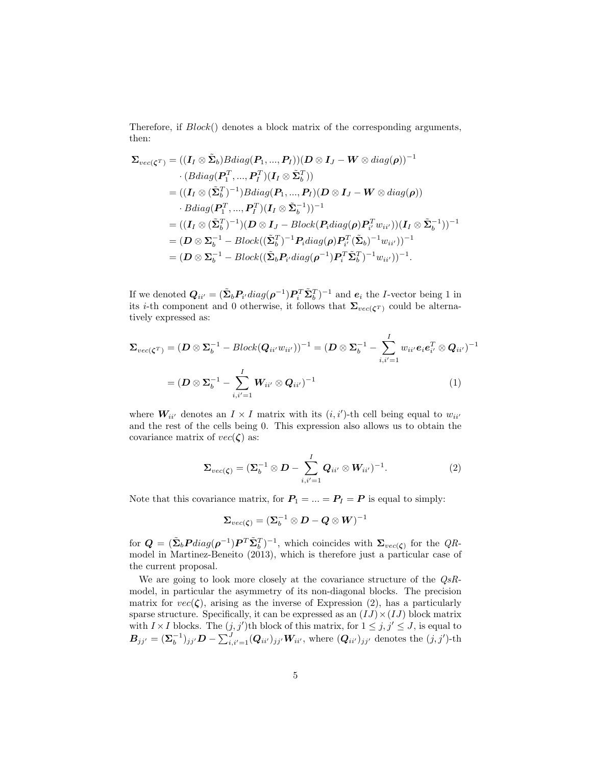Therefore, if $Block()$ denotes a block matrix of the corresponding arguments, then:

$$
\begin{aligned}
\boldsymbol{\Sigma}_{vec(\boldsymbol{\zeta}^T)} &= ((\boldsymbol{I}_I \otimes \tilde{\boldsymbol{\Sigma}}_b)Bdiag(\boldsymbol{P}_1, ..., \boldsymbol{P}_I))(\boldsymbol{D} \otimes \boldsymbol{I}_J - \boldsymbol{W} \otimes diag(\boldsymbol{\rho}))^{-1} \\
&\quad \cdot (Bdiag(\boldsymbol{P}_1^T, ..., \boldsymbol{P}_I^T)(\boldsymbol{I}_I \otimes \tilde{\boldsymbol{\Sigma}}_b^T)) \\
&= ((\boldsymbol{I}_I \otimes (\tilde{\boldsymbol{\Sigma}}_b^T)^{-1})Bdiag(\boldsymbol{P}_1, ..., \boldsymbol{P}_I)(\boldsymbol{D} \otimes \boldsymbol{I}_J - \boldsymbol{W} \otimes diag(\boldsymbol{\rho})) \\
&\quad \cdot Bdiag(\boldsymbol{P}_1^T, ..., \boldsymbol{P}_I^T)(\boldsymbol{I}_I \otimes \tilde{\boldsymbol{\Sigma}}_b^{-1}))^{-1} \\
&= ((\boldsymbol{I}_I \otimes (\tilde{\boldsymbol{\Sigma}}_b^T)^{-1})(\boldsymbol{D} \otimes \boldsymbol{I}_J - Block(\boldsymbol{P}_i diag(\boldsymbol{\rho})\boldsymbol{P}_{i'}^T w_{ii'}))(\boldsymbol{I}_I \otimes \tilde{\boldsymbol{\Sigma}}_b^{-1}))^{-1} \\
&= (\boldsymbol{D} \otimes \boldsymbol{\Sigma}_b^{-1} - Block((\tilde{\boldsymbol{\Sigma}}_b^T)^{-1}\boldsymbol{P}_i diag(\boldsymbol{\rho})\boldsymbol{P}_{i'}^T(\tilde{\boldsymbol{\Sigma}}_b)^{-1}w_{ii'}))^{-1} \\
&= (\boldsymbol{D} \otimes \boldsymbol{\Sigma}_b^{-1} - Block((\tilde{\boldsymbol{\Sigma}}_b\boldsymbol{P}_{i'} diag(\boldsymbol{\rho}^{-1})\boldsymbol{P}_i^T\tilde{\boldsymbol{\Sigma}}_b^T)^{-1}w_{ii'}))^{-1}.
\end{aligned}
$$

If we denoted $\boldsymbol{Q}_{ii'} = (\tilde{\boldsymbol{\Sigma}}_b\boldsymbol{P}_{i'} diag(\boldsymbol{\rho}^{-1})\boldsymbol{P}_i^T\tilde{\boldsymbol{\Sigma}}_b^T)^{-1}$ and $\boldsymbol{e}_i$ the $I$-vector being 1 in its $i$-th component and 0 otherwise, it follows that $\boldsymbol{\Sigma}_{vec(\boldsymbol{\zeta}^T)}$ could be alternatively expressed as:

$$
\begin{aligned}
\boldsymbol{\Sigma}_{vec(\boldsymbol{\zeta}^T)} &= (\boldsymbol{D} \otimes \boldsymbol{\Sigma}_b^{-1} - Block(\boldsymbol{Q}_{ii'}w_{ii'}))^{-1} = (\boldsymbol{D} \otimes \boldsymbol{\Sigma}_b^{-1} - \sum_{i,i'=1}^{I} w_{ii'}\boldsymbol{e}_i\boldsymbol{e}_{i'}^T \otimes \boldsymbol{Q}_{ii'})^{-1} \\
&= (\boldsymbol{D} \otimes \boldsymbol{\Sigma}_b^{-1} - \sum_{i,i'=1}^{I} \boldsymbol{W}_{ii'} \otimes \boldsymbol{Q}_{ii'})^{-1} \qquad (1)
\end{aligned}
$$

where $\boldsymbol{W}_{ii'}$ denotes an $I \times I$ matrix with its $(i,i')$-th cell being equal to $w_{ii'}$ and the rest of the cells being 0. This expression also allows us to obtain the covariance matrix of $vec(\boldsymbol{\zeta})$ as:

$$
\boldsymbol{\Sigma}_{vec(\boldsymbol{\zeta})} = (\boldsymbol{\Sigma}_b^{-1} \otimes \boldsymbol{D} - \sum_{i,i'=1}^{I} \boldsymbol{Q}_{ii'} \otimes \boldsymbol{W}_{ii'})^{-1}. \qquad (2)
$$

Note that this covariance matrix, for $\boldsymbol{P}_1 = ... = \boldsymbol{P}_I = \boldsymbol{P}$ is equal to simply:

$$
\boldsymbol{\Sigma}_{vec(\boldsymbol{\zeta})} = (\boldsymbol{\Sigma}_b^{-1} \otimes \boldsymbol{D} - \boldsymbol{Q} \otimes \boldsymbol{W})^{-1}
$$

for $\boldsymbol{Q} = (\tilde{\boldsymbol{\Sigma}}_b\boldsymbol{P} diag(\boldsymbol{\rho}^{-1})\boldsymbol{P}^T\tilde{\boldsymbol{\Sigma}}_b^T)^{-1}$, which coincides with $\boldsymbol{\Sigma}_{vec(\boldsymbol{\zeta})}$ for the *QR*-model in Martinez-Beneito (2013), which is therefore just a particular case of the current proposal.

We are going to look more closely at the covariance structure of the *QsR*-model, in particular the asymmetry of its non-diagonal blocks. The precision matrix for $vec(\boldsymbol{\zeta})$, arising as the inverse of Expression (2), has a particularly sparse structure. Specifically, it can be expressed as an $(IJ) \times (IJ)$ block matrix with $I \times I$ blocks. The $(j,j')$th block of this matrix, for $1 \leq j, j' \leq J$, is equal to $\boldsymbol{B}_{jj'} = (\boldsymbol{\Sigma}_b^{-1})_{jj'}\boldsymbol{D} - \sum_{i,i'=1}^{J}(\boldsymbol{Q}_{ii'})_{jj'}\boldsymbol{W}_{ii'}$, where $(\boldsymbol{Q}_{ii'})_{jj'}$ denotes the $(j,j')$-th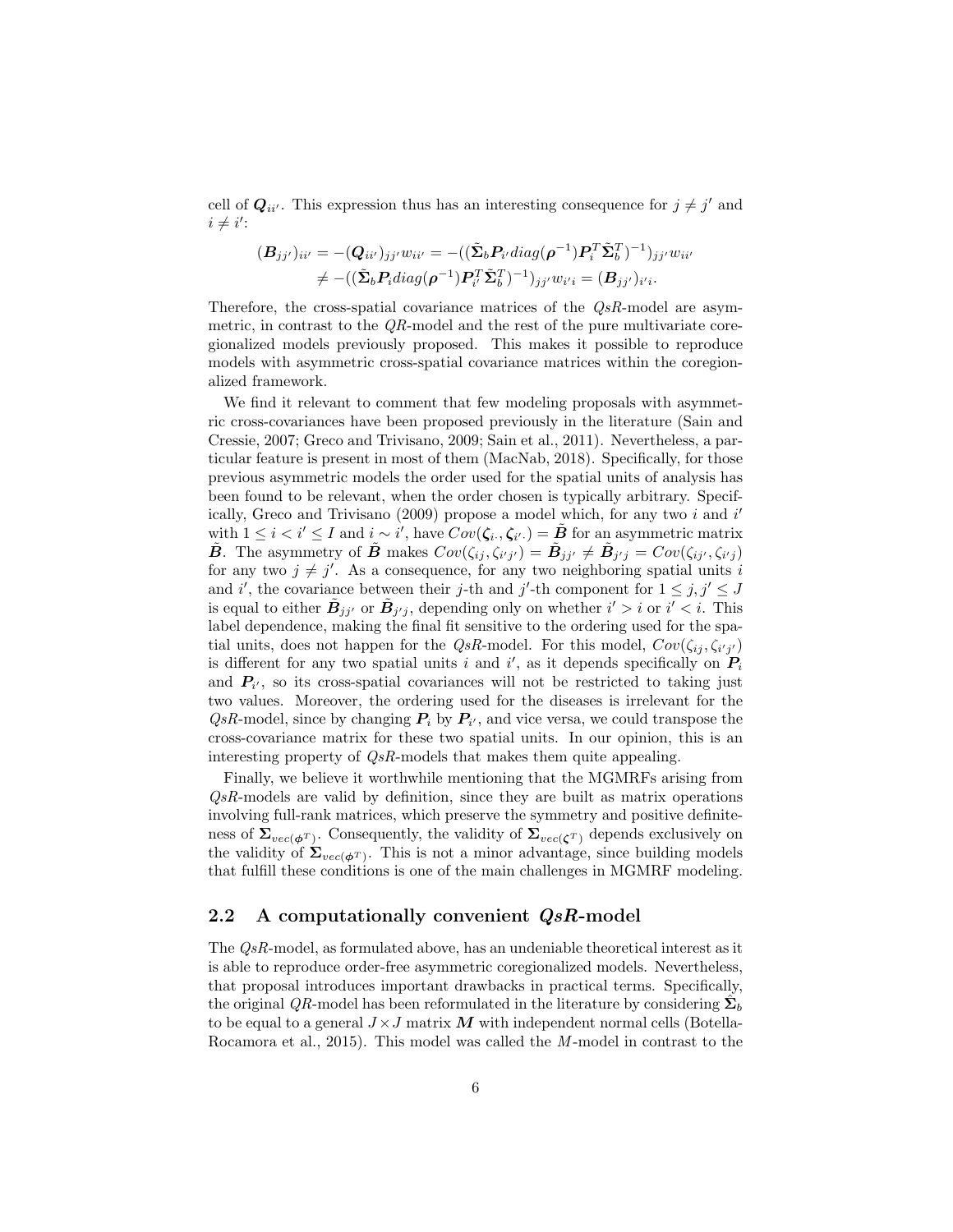cell of $\boldsymbol{Q}_{ii'}$. This expression thus has an interesting consequence for $j \neq j'$ and $i \neq i'$:

$$
\begin{aligned}
(\boldsymbol{B}_{jj'})_{ii'} &= -(\boldsymbol{Q}_{ii'})_{jj'} w_{ii'} = -((\tilde{\boldsymbol{\Sigma}}_b \boldsymbol{P}_{i'} diag(\boldsymbol{\rho}^{-1}) \boldsymbol{P}_i^T \tilde{\boldsymbol{\Sigma}}_b^T)^{-1})_{jj'} w_{ii'} \\
&\neq -((\tilde{\boldsymbol{\Sigma}}_b \boldsymbol{P}_{i} diag(\boldsymbol{\rho}^{-1}) \boldsymbol{P}_{i'}^T \tilde{\boldsymbol{\Sigma}}_b^T)^{-1})_{jj'} w_{i'i} = (\boldsymbol{B}_{jj'})_{i'i}.
\end{aligned}
$$

Therefore, the cross-spatial covariance matrices of the *QsR*-model are asymmetric, in contrast to the *QR*-model and the rest of the pure multivariate coregionalized models previously proposed. This makes it possible to reproduce models with asymmetric cross-spatial covariance matrices within the coregionalized framework.

We find it relevant to comment that few modeling proposals with asymmetric cross-covariances have been proposed previously in the literature (Sain and Cressie, 2007; Greco and Trivisano, 2009; Sain et al., 2011). Nevertheless, a particular feature is present in most of them (MacNab, 2018). Specifically, for those previous asymmetric models the order used for the spatial units of analysis has been found to be relevant, when the order chosen is typically arbitrary. Specifically, Greco and Trivisano (2009) propose a model which, for any two $i$ and $i'$ with $1 \leq i < i' \leq I$ and $i \sim i'$, have $Cov(\boldsymbol{\zeta}_{i\cdot}, \boldsymbol{\zeta}_{i'\cdot}) = \tilde{\boldsymbol{B}}$ for an asymmetric matrix $\tilde{\boldsymbol{B}}$. The asymmetry of $\tilde{\boldsymbol{B}}$ makes $Cov(\zeta_{ij}, \zeta_{i'j'}) = \tilde{\boldsymbol{B}}_{jj'} \neq \tilde{\boldsymbol{B}}_{j'j} = Cov(\zeta_{ij'}, \zeta_{i'j})$ for any two $j \neq j'$. As a consequence, for any two neighboring spatial units $i$ and $i'$, the covariance between their $j$-th and $j'$-th component for $1 \leq j, j' \leq J$ is equal to either $\tilde{\boldsymbol{B}}_{jj'}$ or $\tilde{\boldsymbol{B}}_{j'j}$, depending only on whether $i' > i$ or $i' < i$. This label dependence, making the final fit sensitive to the ordering used for the spatial units, does not happen for the *QsR*-model. For this model, $Cov(\zeta_{ij}, \zeta_{i'j'})$ is different for any two spatial units $i$ and $i'$, as it depends specifically on $\boldsymbol{P}_i$ and $\boldsymbol{P}_{i'}$, so its cross-spatial covariances will not be restricted to taking just two values. Moreover, the ordering used for the diseases is irrelevant for the *QsR*-model, since by changing $\boldsymbol{P}_i$ by $\boldsymbol{P}_{i'}$, and vice versa, we could transpose the cross-covariance matrix for these two spatial units. In our opinion, this is an interesting property of *QsR*-models that makes them quite appealing.

Finally, we believe it worthwhile mentioning that the MGMRFs arising from *QsR*-models are valid by definition, since they are built as matrix operations involving full-rank matrices, which preserve the symmetry and positive definiteness of $\boldsymbol{\Sigma}_{vec(\boldsymbol{\phi}^T)}$. Consequently, the validity of $\boldsymbol{\Sigma}_{vec(\boldsymbol{\zeta}^T)}$ depends exclusively on the validity of $\boldsymbol{\Sigma}_{vec(\boldsymbol{\phi}^T)}$. This is not a minor advantage, since building models that fulfill these conditions is one of the main challenges in MGMRF modeling.

## 2.2 A computationally convenient *QsR*-model

The *QsR*-model, as formulated above, has an undeniable theoretical interest as it is able to reproduce order-free asymmetric coregionalized models. Nevertheless, that proposal introduces important drawbacks in practical terms. Specifically, the original *QR*-model has been reformulated in the literature by considering $\tilde{\boldsymbol{\Sigma}}_b$ to be equal to a general $J \times J$ matrix $\boldsymbol{M}$ with independent normal cells (Botella-Rocamora et al., 2015). This model was called the $M$-model in contrast to the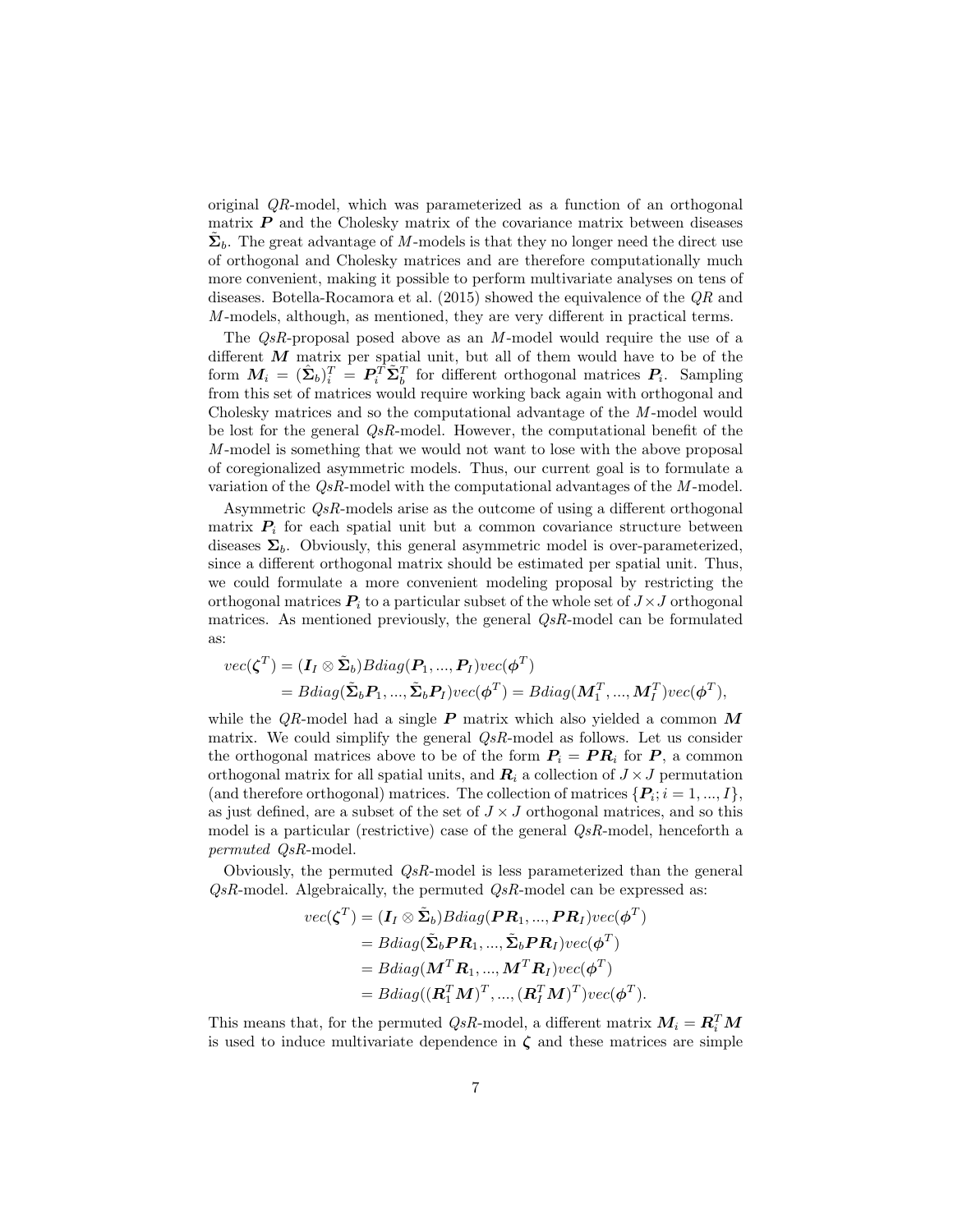original $QR$-model, which was parameterized as a function of an orthogonal matrix $\boldsymbol{P}$ and the Cholesky matrix of the covariance matrix between diseases $\tilde{\boldsymbol{\Sigma}}_b$. The great advantage of $M$-models is that they no longer need the direct use of orthogonal and Cholesky matrices and are therefore computationally much more convenient, making it possible to perform multivariate analyses on tens of diseases. Botella-Rocamora et al. (2015) showed the equivalence of the $QR$ and $M$-models, although, as mentioned, they are very different in practical terms.

The $QsR$-proposal posed above as an $M$-model would require the use of a different $\boldsymbol{M}$ matrix per spatial unit, but all of them would have to be of the form $\boldsymbol{M}_i = (\hat{\boldsymbol{\Sigma}}_b)_i^T = \boldsymbol{P}_i^T \tilde{\boldsymbol{\Sigma}}_b^T$ for different orthogonal matrices $\boldsymbol{P}_i$. Sampling from this set of matrices would require working back again with orthogonal and Cholesky matrices and so the computational advantage of the $M$-model would be lost for the general $QsR$-model. However, the computational benefit of the $M$-model is something that we would not want to lose with the above proposal of coregionalized asymmetric models. Thus, our current goal is to formulate a variation of the $QsR$-model with the computational advantages of the $M$-model.

Asymmetric $QsR$-models arise as the outcome of using a different orthogonal matrix $\boldsymbol{P}_i$ for each spatial unit but a common covariance structure between diseases $\boldsymbol{\Sigma}_b$. Obviously, this general asymmetric model is over-parameterized, since a different orthogonal matrix should be estimated per spatial unit. Thus, we could formulate a more convenient modeling proposal by restricting the orthogonal matrices $\boldsymbol{P}_i$ to a particular subset of the whole set of $J \times J$ orthogonal matrices. As mentioned previously, the general $QsR$-model can be formulated as:

$$
\begin{aligned}
vec(\boldsymbol{\zeta}^T) &= (\boldsymbol{I}_I \otimes \tilde{\boldsymbol{\Sigma}}_b) Bdiag(\boldsymbol{P}_1, ..., \boldsymbol{P}_I) vec(\boldsymbol{\phi}^T) \\
&= Bdiag(\tilde{\boldsymbol{\Sigma}}_b \boldsymbol{P}_1, ..., \tilde{\boldsymbol{\Sigma}}_b \boldsymbol{P}_I) vec(\boldsymbol{\phi}^T) = Bdiag(\boldsymbol{M}_1^T, ..., \boldsymbol{M}_I^T) vec(\boldsymbol{\phi}^T),
\end{aligned}
$$

while the $QR$-model had a single $\boldsymbol{P}$ matrix which also yielded a common $\boldsymbol{M}$ matrix. We could simplify the general $QsR$-model as follows. Let us consider the orthogonal matrices above to be of the form $\boldsymbol{P}_i = \boldsymbol{P}\boldsymbol{R}_i$ for $\boldsymbol{P}$, a common orthogonal matrix for all spatial units, and $\boldsymbol{R}_i$ a collection of $J \times J$ permutation (and therefore orthogonal) matrices. The collection of matrices $\{\boldsymbol{P}_i; i = 1, ..., I\}$, as just defined, are a subset of the set of $J \times J$ orthogonal matrices, and so this model is a particular (restrictive) case of the general $QsR$-model, henceforth a *permuted* $QsR$-model.

Obviously, the permuted $QsR$-model is less parameterized than the general $QsR$-model. Algebraically, the permuted $QsR$-model can be expressed as:

$$
\begin{aligned}
vec(\boldsymbol{\zeta}^T) &= (\boldsymbol{I}_I \otimes \tilde{\boldsymbol{\Sigma}}_b) Bdiag(\boldsymbol{P}\boldsymbol{R}_1, ..., \boldsymbol{P}\boldsymbol{R}_I) vec(\boldsymbol{\phi}^T) \\
&= Bdiag(\tilde{\boldsymbol{\Sigma}}_b \boldsymbol{P}\boldsymbol{R}_1, ..., \tilde{\boldsymbol{\Sigma}}_b \boldsymbol{P}\boldsymbol{R}_I) vec(\boldsymbol{\phi}^T) \\
&= Bdiag(\boldsymbol{M}^T \boldsymbol{R}_1, ..., \boldsymbol{M}^T \boldsymbol{R}_I) vec(\boldsymbol{\phi}^T) \\
&= Bdiag((\boldsymbol{R}_1^T \boldsymbol{M})^T, ..., (\boldsymbol{R}_I^T \boldsymbol{M})^T) vec(\boldsymbol{\phi}^T).
\end{aligned}
$$

This means that, for the permuted $QsR$-model, a different matrix $\boldsymbol{M}_i = \boldsymbol{R}_i^T \boldsymbol{M}$ is used to induce multivariate dependence in $\boldsymbol{\zeta}$ and these matrices are simple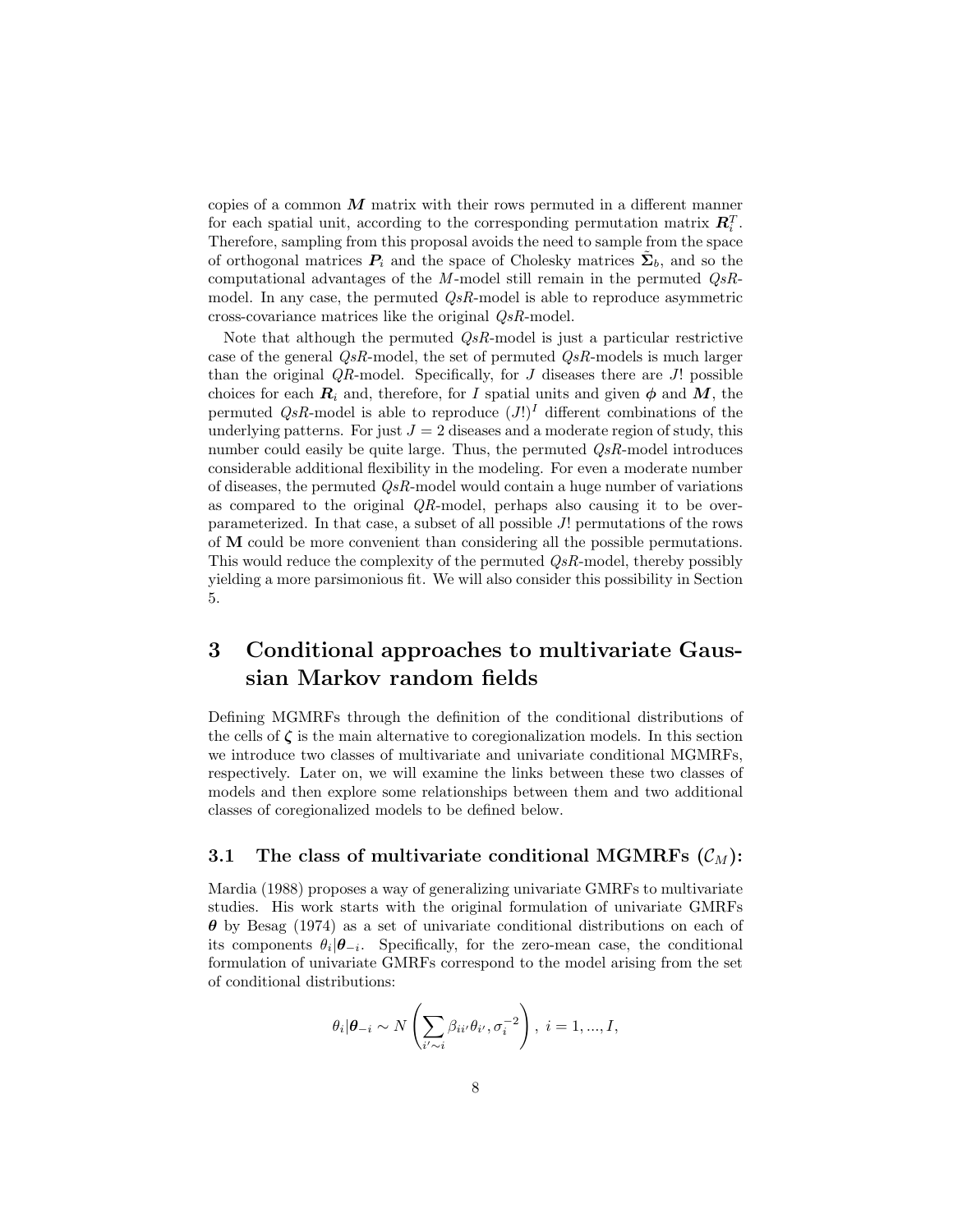copies of a common $\boldsymbol{M}$ matrix with their rows permuted in a different manner for each spatial unit, according to the corresponding permutation matrix $\boldsymbol{R}_i^T$. Therefore, sampling from this proposal avoids the need to sample from the space of orthogonal matrices $\boldsymbol{P}_i$ and the space of Cholesky matrices $\tilde{\boldsymbol{\Sigma}}_b$, and so the computational advantages of the $M$-model still remain in the permuted $QsR$-model. In any case, the permuted $QsR$-model is able to reproduce asymmetric cross-covariance matrices like the original $QsR$-model.

Note that although the permuted $QsR$-model is just a particular restrictive case of the general $QsR$-model, the set of permuted $QsR$-models is much larger than the original $QR$-model. Specifically, for $J$ diseases there are $J!$ possible choices for each $\boldsymbol{R}_i$ and, therefore, for $I$ spatial units and given $\boldsymbol{\phi}$ and $\boldsymbol{M}$, the permuted $QsR$-model is able to reproduce $(J!)^I$ different combinations of the underlying patterns. For just $J = 2$ diseases and a moderate region of study, this number could easily be quite large. Thus, the permuted $QsR$-model introduces considerable additional flexibility in the modeling. For even a moderate number of diseases, the permuted $QsR$-model would contain a huge number of variations as compared to the original $QR$-model, perhaps also causing it to be over-parameterized. In that case, a subset of all possible $J!$ permutations of the rows of $\mathbf{M}$ could be more convenient than considering all the possible permutations. This would reduce the complexity of the permuted $QsR$-model, thereby possibly yielding a more parsimonious fit. We will also consider this possibility in Section 5.

# 3 Conditional approaches to multivariate Gaussian Markov random fields

Defining MGMRFs through the definition of the conditional distributions of the cells of $\boldsymbol{\zeta}$ is the main alternative to coregionalization models. In this section we introduce two classes of multivariate and univariate conditional MGMRFs, respectively. Later on, we will examine the links between these two classes of models and then explore some relationships between them and two additional classes of coregionalized models to be defined below.

## 3.1 The class of multivariate conditional MGMRFs ($\mathcal{C}_M$):

Mardia (1988) proposes a way of generalizing univariate GMRFs to multivariate studies. His work starts with the original formulation of univariate GMRFs $\boldsymbol{\theta}$ by Besag (1974) as a set of univariate conditional distributions on each of its components $\theta_i|\boldsymbol{\theta}_{-i}$. Specifically, for the zero-mean case, the conditional formulation of univariate GMRFs correspond to the model arising from the set of conditional distributions:

$$\theta_i|\boldsymbol{\theta}_{-i} \sim N\left(\sum_{i' \sim i} \beta_{ii'}\theta_{i'}, \sigma_i^{-2}\right),\ i = 1, ..., I,$$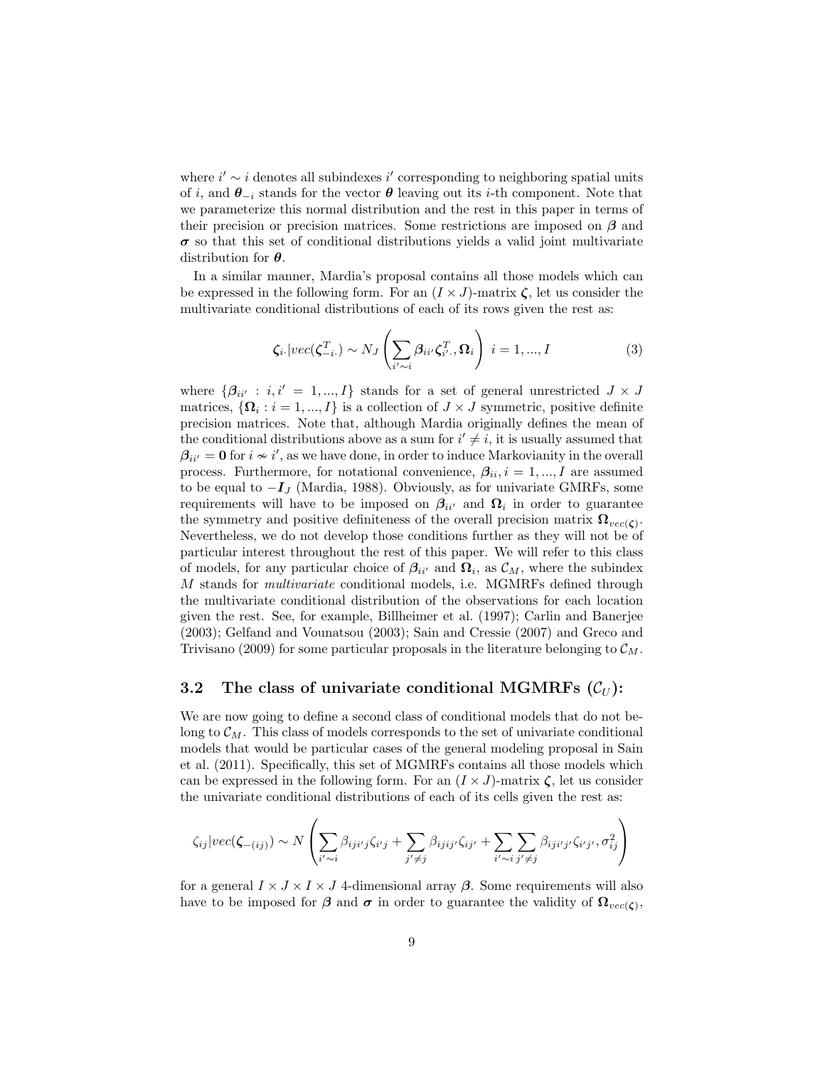where $i' \sim i$ denotes all subindexes $i'$ corresponding to neighboring spatial units of $i$, and $\boldsymbol{\theta}_{-i}$ stands for the vector $\boldsymbol{\theta}$ leaving out its $i$-th component. Note that we parameterize this normal distribution and the rest in this paper in terms of their precision or precision matrices. Some restrictions are imposed on $\boldsymbol{\beta}$ and $\boldsymbol{\sigma}$ so that this set of conditional distributions yields a valid joint multivariate distribution for $\boldsymbol{\theta}$.

In a similar manner, Mardia's proposal contains all those models which can be expressed in the following form. For an $(I \times J)$-matrix $\boldsymbol{\zeta}$, let us consider the multivariate conditional distributions of each of its rows given the rest as:

$$\boldsymbol{\zeta}_{i\cdot}|vec(\boldsymbol{\zeta}_{-i\cdot}^T) \sim N_J\left(\sum_{i'\sim i} \boldsymbol{\beta}_{ii'}\boldsymbol{\zeta}_{i'\cdot}^T, \boldsymbol{\Omega}_i\right) \;\; i = 1, ..., I \tag{3}$$

where $\{\boldsymbol{\beta}_{ii'} : i, i' = 1, ..., I\}$ stands for a set of general unrestricted $J \times J$ matrices, $\{\boldsymbol{\Omega}_i : i = 1, ..., I\}$ is a collection of $J \times J$ symmetric, positive definite precision matrices. Note that, although Mardia originally defines the mean of the conditional distributions above as a sum for $i' \neq i$, it is usually assumed that $\boldsymbol{\beta}_{ii'} = \mathbf{0}$ for $i \nsim i'$, as we have done, in order to induce Markovianity in the overall process. Furthermore, for notational convenience, $\boldsymbol{\beta}_{ii}, i = 1, ..., I$ are assumed to be equal to $-\boldsymbol{I}_J$ (Mardia, 1988). Obviously, as for univariate GMRFs, some requirements will have to be imposed on $\boldsymbol{\beta}_{ii'}$ and $\boldsymbol{\Omega}_i$ in order to guarantee the symmetry and positive definiteness of the overall precision matrix $\boldsymbol{\Omega}_{vec(\boldsymbol{\zeta})}$. Nevertheless, we do not develop those conditions further as they will not be of particular interest throughout the rest of this paper. We will refer to this class of models, for any particular choice of $\boldsymbol{\beta}_{ii'}$ and $\boldsymbol{\Omega}_i$, as $\mathcal{C}_M$, where the subindex $M$ stands for *multivariate* conditional models, i.e. MGMRFs defined through the multivariate conditional distribution of the observations for each location given the rest. See, for example, Billheimer et al. (1997); Carlin and Banerjee (2003); Gelfand and Vounatsou (2003); Sain and Cressie (2007) and Greco and Trivisano (2009) for some particular proposals in the literature belonging to $\mathcal{C}_M$.

### 3.2 The class of univariate conditional MGMRFs ($\mathcal{C}_U$):

We are now going to define a second class of conditional models that do not belong to $\mathcal{C}_M$. This class of models corresponds to the set of univariate conditional models that would be particular cases of the general modeling proposal in Sain et al. (2011). Specifically, this set of MGMRFs contains all those models which can be expressed in the following form. For an $(I \times J)$-matrix $\boldsymbol{\zeta}$, let us consider the univariate conditional distributions of each of its cells given the rest as:

$$\zeta_{ij}|vec(\boldsymbol{\zeta}_{-(ij)}) \sim N\left(\sum_{i'\sim i}\beta_{iji'j}\zeta_{i'j} + \sum_{j'\neq j}\beta_{ijij'}\zeta_{ij'} + \sum_{i'\sim i}\sum_{j'\neq j}\beta_{iji'j'}\zeta_{i'j'}, \sigma_{ij}^2\right)$$

for a general $I \times J \times I \times J$ 4-dimensional array $\boldsymbol{\beta}$. Some requirements will also have to be imposed for $\boldsymbol{\beta}$ and $\boldsymbol{\sigma}$ in order to guarantee the validity of $\boldsymbol{\Omega}_{vec(\boldsymbol{\zeta})}$,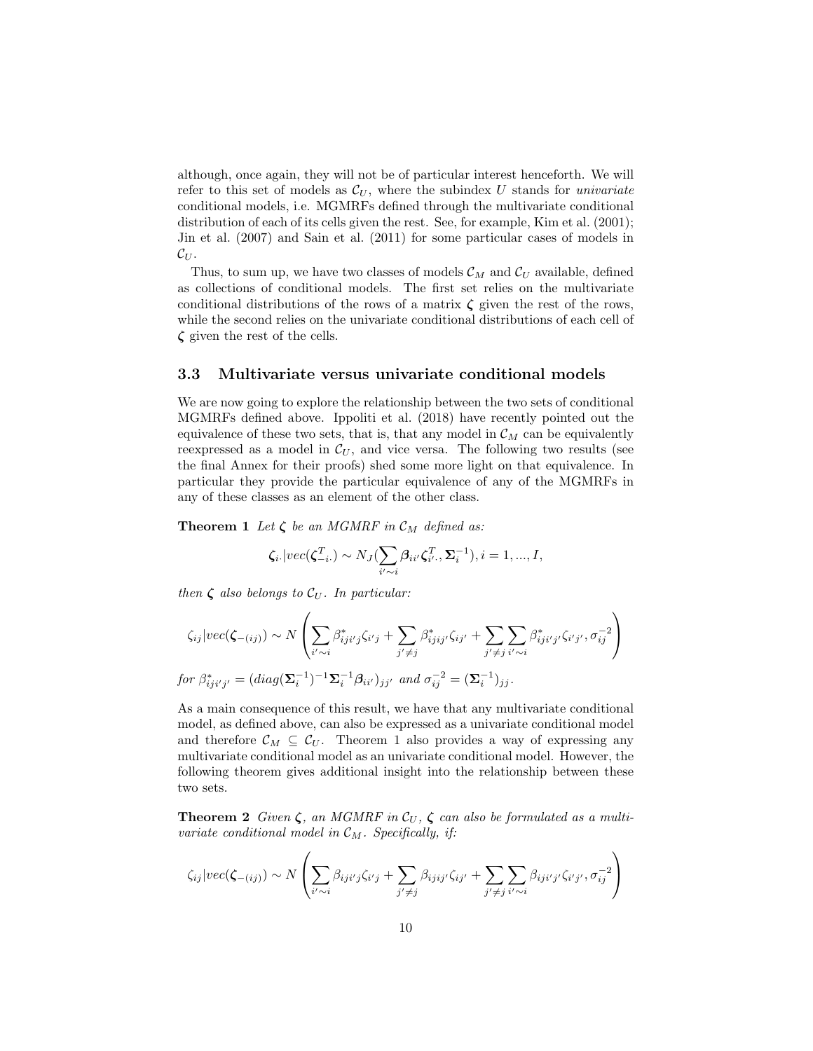although, once again, they will not be of particular interest henceforth. We will refer to this set of models as $\mathcal{C}_U$, where the subindex $U$ stands for *univariate* conditional models, i.e. MGMRFs defined through the multivariate conditional distribution of each of its cells given the rest. See, for example, Kim et al. (2001); Jin et al. (2007) and Sain et al. (2011) for some particular cases of models in $\mathcal{C}_U$.

Thus, to sum up, we have two classes of models $\mathcal{C}_M$ and $\mathcal{C}_U$ available, defined as collections of conditional models. The first set relies on the multivariate conditional distributions of the rows of a matrix $\boldsymbol{\zeta}$ given the rest of the rows, while the second relies on the univariate conditional distributions of each cell of $\boldsymbol{\zeta}$ given the rest of the cells.

### 3.3 Multivariate versus univariate conditional models

We are now going to explore the relationship between the two sets of conditional MGMRFs defined above. Ippoliti et al. (2018) have recently pointed out the equivalence of these two sets, that is, that any model in $\mathcal{C}_M$ can be equivalently reexpressed as a model in $\mathcal{C}_U$, and vice versa. The following two results (see the final Annex for their proofs) shed some more light on that equivalence. In particular they provide the particular equivalence of any of the MGMRFs in any of these classes as an element of the other class.

**Theorem 1** *Let $\boldsymbol{\zeta}$ be an MGMRF in $\mathcal{C}_M$ defined as:*

$$\boldsymbol{\zeta}_{i\cdot}|vec(\boldsymbol{\zeta}_{-i\cdot}^T) \sim N_J(\sum_{i'\sim i} \boldsymbol{\beta}_{ii'}\boldsymbol{\zeta}_{i'\cdot}^T, \boldsymbol{\Sigma}_i^{-1}), i = 1, ..., I,$$

*then $\boldsymbol{\zeta}$ also belongs to $\mathcal{C}_U$. In particular:*

$$\zeta_{ij}|vec(\boldsymbol{\zeta}_{-(ij)}) \sim N\left(\sum_{i'\sim i} \beta^*_{iji'j}\zeta_{i'j} + \sum_{j'\neq j} \beta^*_{ijij'}\zeta_{ij'} + \sum_{j'\neq j}\sum_{i'\sim i} \beta^*_{iji'j'}\zeta_{i'j'}, \sigma_{ij}^{-2}\right)$$

*for $\beta^*_{iji'j'} = (diag(\boldsymbol{\Sigma}_i^{-1})^{-1}\boldsymbol{\Sigma}_i^{-1}\boldsymbol{\beta}_{ii'})_{jj'}$ and $\sigma_{ij}^{-2} = (\boldsymbol{\Sigma}_i^{-1})_{jj}$.*

As a main consequence of this result, we have that any multivariate conditional model, as defined above, can also be expressed as a univariate conditional model and therefore $\mathcal{C}_M \subseteq \mathcal{C}_U$. Theorem 1 also provides a way of expressing any multivariate conditional model as an univariate conditional model. However, the following theorem gives additional insight into the relationship between these two sets.

**Theorem 2** *Given $\boldsymbol{\zeta}$, an MGMRF in $\mathcal{C}_U$, $\boldsymbol{\zeta}$ can also be formulated as a multivariate conditional model in $\mathcal{C}_M$. Specifically, if:*

$$\zeta_{ij}|vec(\boldsymbol{\zeta}_{-(ij)}) \sim N\left(\sum_{i'\sim i} \beta_{iji'j}\zeta_{i'j} + \sum_{j'\neq j} \beta_{ijij'}\zeta_{ij'} + \sum_{j'\neq j}\sum_{i'\sim i} \beta_{iji'j'}\zeta_{i'j'}, \sigma_{ij}^{-2}\right)$$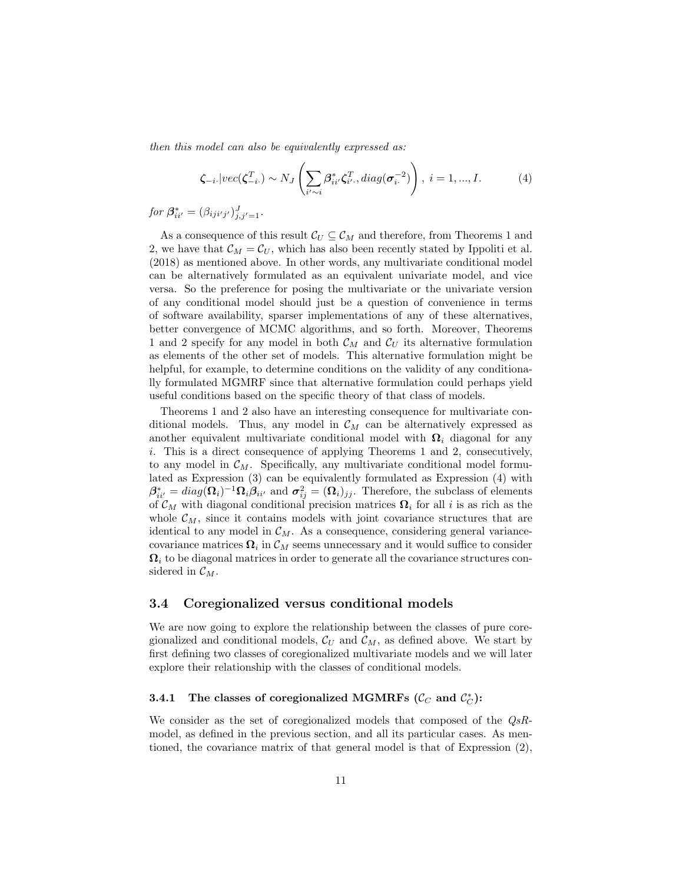*then this model can also be equivalently expressed as:*

$$\boldsymbol{\zeta}_{-i\cdot}|vec(\boldsymbol{\zeta}_{-i\cdot}^T) \sim N_J\left(\sum_{i'\sim i}\boldsymbol{\beta}^*_{ii'}\boldsymbol{\zeta}^T_{i'\cdot}, diag(\boldsymbol{\sigma}_{i\cdot}^{-2})\right),\ i=1,...,I. \tag{4}$$

*for* $\boldsymbol{\beta}^*_{ii'} = (\beta_{iji'j'})_{j,j'=1}^J$.

As a consequence of this result $\mathcal{C}_U \subseteq \mathcal{C}_M$ and therefore, from Theorems 1 and 2, we have that $\mathcal{C}_M = \mathcal{C}_U$, which has also been recently stated by Ippoliti et al. (2018) as mentioned above. In other words, any multivariate conditional model can be alternatively formulated as an equivalent univariate model, and vice versa. So the preference for posing the multivariate or the univariate version of any conditional model should just be a question of convenience in terms of software availability, sparser implementations of any of these alternatives, better convergence of MCMC algorithms, and so forth. Moreover, Theorems 1 and 2 specify for any model in both $\mathcal{C}_M$ and $\mathcal{C}_U$ its alternative formulation as elements of the other set of models. This alternative formulation might be helpful, for example, to determine conditions on the validity of any conditionally formulated MGMRF since that alternative formulation could perhaps yield useful conditions based on the specific theory of that class of models.

Theorems 1 and 2 also have an interesting consequence for multivariate conditional models. Thus, any model in $\mathcal{C}_M$ can be alternatively expressed as another equivalent multivariate conditional model with $\boldsymbol{\Omega}_i$ diagonal for any $i$. This is a direct consequence of applying Theorems 1 and 2, consecutively, to any model in $\mathcal{C}_M$. Specifically, any multivariate conditional model formulated as Expression (3) can be equivalently formulated as Expression (4) with $\boldsymbol{\beta}^*_{ii'} = diag(\boldsymbol{\Omega}_i)^{-1}\boldsymbol{\Omega}_i\boldsymbol{\beta}_{ii'}$ and $\boldsymbol{\sigma}^2_{ij} = (\boldsymbol{\Omega}_i)_{jj}$. Therefore, the subclass of elements of $\mathcal{C}_M$ with diagonal conditional precision matrices $\boldsymbol{\Omega}_i$ for all $i$ is as rich as the whole $\mathcal{C}_M$, since it contains models with joint covariance structures that are identical to any model in $\mathcal{C}_M$. As a consequence, considering general variance-covariance matrices $\boldsymbol{\Omega}_i$ in $\mathcal{C}_M$ seems unnecessary and it would suffice to consider $\boldsymbol{\Omega}_i$ to be diagonal matrices in order to generate all the covariance structures considered in $\mathcal{C}_M$.

## 3.4 Coregionalized versus conditional models

We are now going to explore the relationship between the classes of pure coregionalized and conditional models, $\mathcal{C}_U$ and $\mathcal{C}_M$, as defined above. We start by first defining two classes of coregionalized multivariate models and we will later explore their relationship with the classes of conditional models.

### 3.4.1 The classes of coregionalized MGMRFs ($\mathcal{C}_C$ and $\mathcal{C}_C^*$):

We consider as the set of coregionalized models that composed of the *QsR*-model, as defined in the previous section, and all its particular cases. As mentioned, the covariance matrix of that general model is that of Expression (2),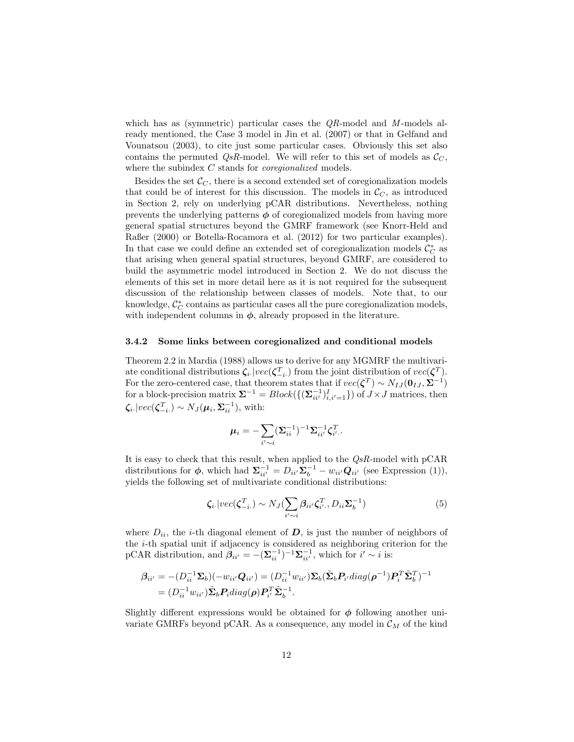which has as (symmetric) particular cases the *QR*-model and *M*-models already mentioned, the Case 3 model in Jin et al. (2007) or that in Gelfand and Vounatsou (2003), to cite just some particular cases. Obviously this set also contains the permuted *QsR*-model. We will refer to this set of models as $\mathcal{C}_C$, where the subindex $C$ stands for *coregionalized* models.

Besides the set $\mathcal{C}_C$, there is a second extended set of coregionalization models that could be of interest for this discussion. The models in $\mathcal{C}_C$, as introduced in Section 2, rely on underlying pCAR distributions. Nevertheless, nothing prevents the underlying patterns $\boldsymbol{\phi}$ of coregionalized models from having more general spatial structures beyond the GMRF framework (see Knorr-Held and Raßer (2000) or Botella-Rocamora et al. (2012) for two particular examples). In that case we could define an extended set of coregionalization models $\mathcal{C}_C^*$ as that arising when general spatial structures, beyond GMRF, are considered to build the asymmetric model introduced in Section 2. We do not discuss the elements of this set in more detail here as it is not required for the subsequent discussion of the relationship between classes of models. Note that, to our knowledge, $\mathcal{C}_C^*$ contains as particular cases all the pure coregionalization models, with independent columns in $\boldsymbol{\phi}$, already proposed in the literature.

### 3.4.2 Some links between coregionalized and conditional models

Theorem 2.2 in Mardia (1988) allows us to derive for any MGMRF the multivariate conditional distributions $\boldsymbol{\zeta}_{i\cdot}|vec(\boldsymbol{\zeta}^T_{-i\cdot})$ from the joint distribution of $vec(\boldsymbol{\zeta}^T)$. For the zero-centered case, that theorem states that if $vec(\boldsymbol{\zeta}^T) \sim N_{IJ}(\mathbf{0}_{IJ}, \boldsymbol{\Sigma}^{-1})$ for a block-precision matrix $\boldsymbol{\Sigma}^{-1} = Block(\{(\boldsymbol{\Sigma}^{-1}_{ii'})^I_{i,i'=1}\})$ of $J \times J$ matrices, then $\boldsymbol{\zeta}_{i\cdot}|vec(\boldsymbol{\zeta}^T_{-i\cdot}) \sim N_J(\boldsymbol{\mu}_i, \boldsymbol{\Sigma}^{-1}_{ii})$, with:

$$\boldsymbol{\mu}_i = -\sum_{i' \sim i} (\boldsymbol{\Sigma}^{-1}_{ii})^{-1} \boldsymbol{\Sigma}^{-1}_{ii'} \boldsymbol{\zeta}^T_{i'\cdot}.$$

It is easy to check that this result, when applied to the *QsR*-model with pCAR distributions for $\boldsymbol{\phi}$, which had $\boldsymbol{\Sigma}^{-1}_{ii'} = D_{ii'}\boldsymbol{\Sigma}_b^{-1} - w_{ii'}\boldsymbol{Q}_{ii'}$ (see Expression (1)), yields the following set of multivariate conditional distributions:

$$\boldsymbol{\zeta}_{i\cdot}|vec(\boldsymbol{\zeta}^T_{-i\cdot}) \sim N_J(\sum_{i' \sim i} \boldsymbol{\beta}_{ii'} \boldsymbol{\zeta}^T_{i'\cdot}, D_{ii}\boldsymbol{\Sigma}_b^{-1}) \tag{5}$$

where $D_{ii}$, the $i$-th diagonal element of $\boldsymbol{D}$, is just the number of neighbors of the $i$-th spatial unit if adjacency is considered as neighboring criterion for the pCAR distribution, and $\boldsymbol{\beta}_{ii'} = -(\boldsymbol{\Sigma}^{-1}_{ii})^{-1}\boldsymbol{\Sigma}^{-1}_{ii'}$, which for $i' \sim i$ is:

$$\begin{aligned}
\boldsymbol{\beta}_{ii'} &= -(D_{ii}^{-1}\boldsymbol{\Sigma}_b)(-w_{ii'}\boldsymbol{Q}_{ii'}) = (D_{ii}^{-1}w_{ii'})\boldsymbol{\Sigma}_b(\tilde{\boldsymbol{\Sigma}}_b \boldsymbol{P}_{i'} diag(\boldsymbol{\rho}^{-1})\boldsymbol{P}_i^T \tilde{\boldsymbol{\Sigma}}_b^T)^{-1} \\
&= (D_{ii}^{-1}w_{ii'})\tilde{\boldsymbol{\Sigma}}_b \boldsymbol{P}_i diag(\boldsymbol{\rho})\boldsymbol{P}_{i'}^T \tilde{\boldsymbol{\Sigma}}_b^{-1}.
\end{aligned}$$

Slightly different expressions would be obtained for $\boldsymbol{\phi}$ following another univariate GMRFs beyond pCAR. As a consequence, any model in $\mathcal{C}_M$ of the kind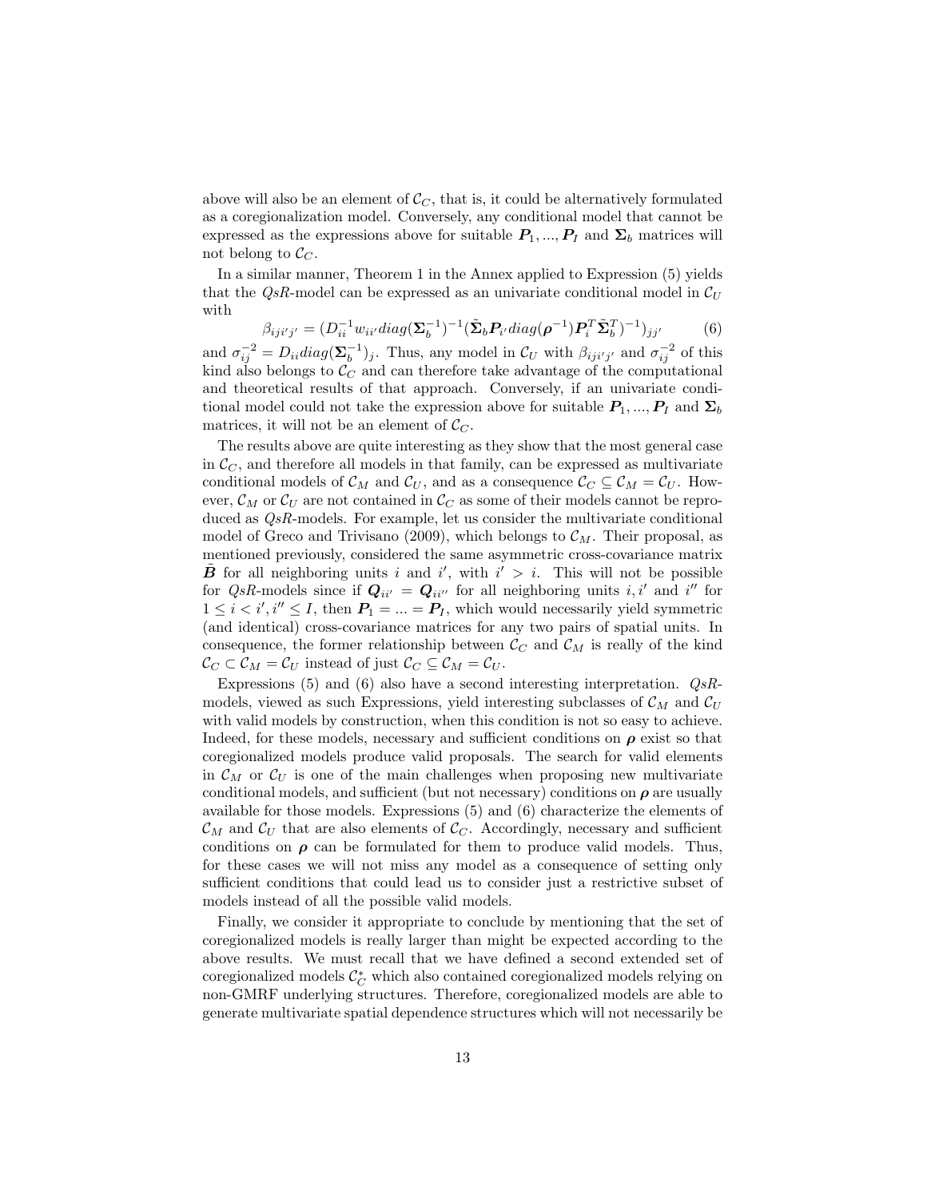above will also be an element of $\mathcal{C}_C$, that is, it could be alternatively formulated as a coregionalization model. Conversely, any conditional model that cannot be expressed as the expressions above for suitable $\boldsymbol{P}_1, ..., \boldsymbol{P}_I$ and $\boldsymbol{\Sigma}_b$ matrices will not belong to $\mathcal{C}_C$.

In a similar manner, Theorem 1 in the Annex applied to Expression (5) yields that the *QsR*-model can be expressed as an univariate conditional model in $\mathcal{C}_U$ with

$$\beta_{iji'j'} = (D_{ii}^{-1} w_{ii'} diag(\boldsymbol{\Sigma}_b^{-1})^{-1} (\tilde{\boldsymbol{\Sigma}}_b \boldsymbol{P}_{i'} diag(\boldsymbol{\rho}^{-1}) \boldsymbol{P}_i^T \tilde{\boldsymbol{\Sigma}}_b^T)^{-1})_{jj'} \qquad (6)$$

and $\sigma_{ij}^{-2} = D_{ii} diag(\boldsymbol{\Sigma}_b^{-1})_j$. Thus, any model in $\mathcal{C}_U$ with $\beta_{iji'j'}$ and $\sigma_{ij}^{-2}$ of this kind also belongs to $\mathcal{C}_C$ and can therefore take advantage of the computational and theoretical results of that approach. Conversely, if an univariate conditional model could not take the expression above for suitable $\boldsymbol{P}_1, ..., \boldsymbol{P}_I$ and $\boldsymbol{\Sigma}_b$ matrices, it will not be an element of $\mathcal{C}_C$.

The results above are quite interesting as they show that the most general case in $\mathcal{C}_C$, and therefore all models in that family, can be expressed as multivariate conditional models of $\mathcal{C}_M$ and $\mathcal{C}_U$, and as a consequence $\mathcal{C}_C \subseteq \mathcal{C}_M = \mathcal{C}_U$. However, $\mathcal{C}_M$ or $\mathcal{C}_U$ are not contained in $\mathcal{C}_C$ as some of their models cannot be reproduced as *QsR*-models. For example, let us consider the multivariate conditional model of Greco and Trivisano (2009), which belongs to $\mathcal{C}_M$. Their proposal, as mentioned previously, considered the same asymmetric cross-covariance matrix $\tilde{\boldsymbol{B}}$ for all neighboring units $i$ and $i'$, with $i' > i$. This will not be possible for *QsR*-models since if $\boldsymbol{Q}_{ii'} = \boldsymbol{Q}_{ii''}$ for all neighboring units $i, i'$ and $i''$ for $1 \leq i < i', i'' \leq I$, then $\boldsymbol{P}_1 = ... = \boldsymbol{P}_I$, which would necessarily yield symmetric (and identical) cross-covariance matrices for any two pairs of spatial units. In consequence, the former relationship between $\mathcal{C}_C$ and $\mathcal{C}_M$ is really of the kind $\mathcal{C}_C \subset \mathcal{C}_M = \mathcal{C}_U$ instead of just $\mathcal{C}_C \subseteq \mathcal{C}_M = \mathcal{C}_U$.

Expressions (5) and (6) also have a second interesting interpretation. *QsR*-models, viewed as such Expressions, yield interesting subclasses of $\mathcal{C}_M$ and $\mathcal{C}_U$ with valid models by construction, when this condition is not so easy to achieve. Indeed, for these models, necessary and sufficient conditions on $\boldsymbol{\rho}$ exist so that coregionalized models produce valid proposals. The search for valid elements in $\mathcal{C}_M$ or $\mathcal{C}_U$ is one of the main challenges when proposing new multivariate conditional models, and sufficient (but not necessary) conditions on $\boldsymbol{\rho}$ are usually available for those models. Expressions (5) and (6) characterize the elements of $\mathcal{C}_M$ and $\mathcal{C}_U$ that are also elements of $\mathcal{C}_C$. Accordingly, necessary and sufficient conditions on $\boldsymbol{\rho}$ can be formulated for them to produce valid models. Thus, for these cases we will not miss any model as a consequence of setting only sufficient conditions that could lead us to consider just a restrictive subset of models instead of all the possible valid models.

Finally, we consider it appropriate to conclude by mentioning that the set of coregionalized models is really larger than might be expected according to the above results. We must recall that we have defined a second extended set of coregionalized models $\mathcal{C}_C^*$ which also contained coregionalized models relying on non-GMRF underlying structures. Therefore, coregionalized models are able to generate multivariate spatial dependence structures which will not necessarily be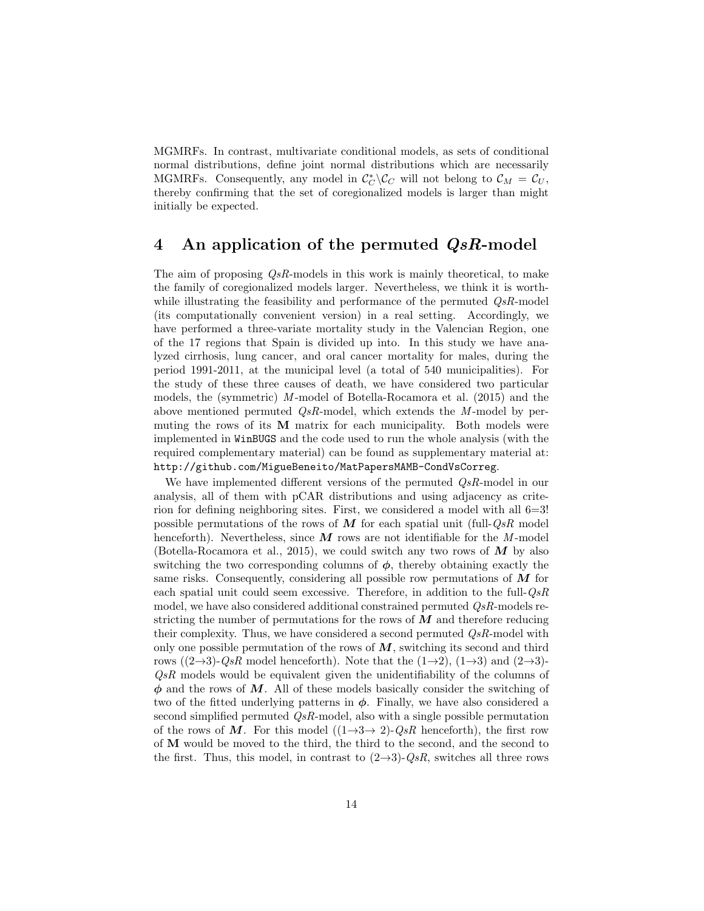MGMRFs. In contrast, multivariate conditional models, as sets of conditional normal distributions, define joint normal distributions which are necessarily MGMRFs. Consequently, any model in $\mathcal{C}_C^* \backslash \mathcal{C}_C$ will not belong to $\mathcal{C}_M = \mathcal{C}_U$, thereby confirming that the set of coregionalized models is larger than might initially be expected.

# 4 An application of the permuted *QsR*-model

The aim of proposing *QsR*-models in this work is mainly theoretical, to make the family of coregionalized models larger. Nevertheless, we think it is worthwhile illustrating the feasibility and performance of the permuted *QsR*-model (its computationally convenient version) in a real setting. Accordingly, we have performed a three-variate mortality study in the Valencian Region, one of the 17 regions that Spain is divided up into. In this study we have analyzed cirrhosis, lung cancer, and oral cancer mortality for males, during the period 1991-2011, at the municipal level (a total of 540 municipalities). For the study of these three causes of death, we have considered two particular models, the (symmetric) *M*-model of Botella-Rocamora et al. (2015) and the above mentioned permuted *QsR*-model, which extends the *M*-model by permuting the rows of its $\mathbf{M}$ matrix for each municipality. Both models were implemented in `WinBUGS` and the code used to run the whole analysis (with the required complementary material) can be found as supplementary material at: `http://github.com/MigueBeneito/MatPapersMAMB-CondVsCorreg`.

We have implemented different versions of the permuted *QsR*-model in our analysis, all of them with pCAR distributions and using adjacency as criterion for defining neighboring sites. First, we considered a model with all 6=3! possible permutations of the rows of $\boldsymbol{M}$ for each spatial unit (full-*QsR* model henceforth). Nevertheless, since $\boldsymbol{M}$ rows are not identifiable for the *M*-model (Botella-Rocamora et al., 2015), we could switch any two rows of $\boldsymbol{M}$ by also switching the two corresponding columns of $\boldsymbol{\phi}$, thereby obtaining exactly the same risks. Consequently, considering all possible row permutations of $\boldsymbol{M}$ for each spatial unit could seem excessive. Therefore, in addition to the full-*QsR* model, we have also considered additional constrained permuted *QsR*-models restricting the number of permutations for the rows of $\boldsymbol{M}$ and therefore reducing their complexity. Thus, we have considered a second permuted *QsR*-model with only one possible permutation of the rows of $\boldsymbol{M}$, switching its second and third rows ((2→3)-*QsR* model henceforth). Note that the (1→2), (1→3) and (2→3)-*QsR* models would be equivalent given the unidentifiability of the columns of $\boldsymbol{\phi}$ and the rows of $\boldsymbol{M}$. All of these models basically consider the switching of two of the fitted underlying patterns in $\boldsymbol{\phi}$. Finally, we have also considered a second simplified permuted *QsR*-model, also with a single possible permutation of the rows of $\boldsymbol{M}$. For this model ((1→3→ 2)-*QsR* henceforth), the first row of $\mathbf{M}$ would be moved to the third, the third to the second, and the second to the first. Thus, this model, in contrast to (2→3)-*QsR*, switches all three rows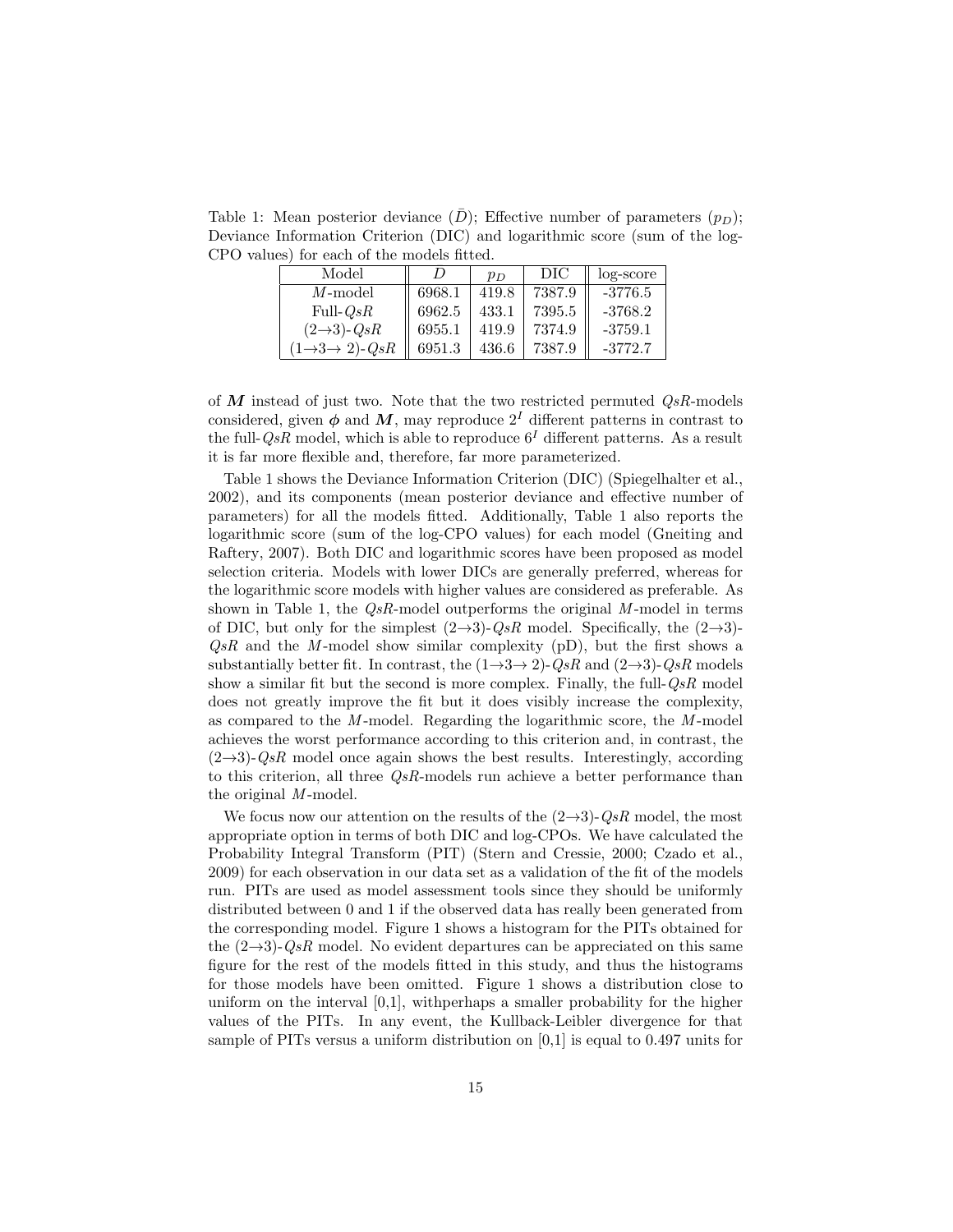Table 1: Mean posterior deviance ($\bar{D}$); Effective number of parameters ($p_D$); Deviance Information Criterion (DIC) and logarithmic score (sum of the log-CPO values) for each of the models fitted.

| Model | $\bar{D}$ | $p_D$ | DIC | log-score |
|---|---|---|---|---|
| $M$-model | 6968.1 | 419.8 | 7387.9 | -3776.5 |
| Full-$QsR$ | 6962.5 | 433.1 | 7395.5 | -3768.2 |
| $(2\to3)$-$QsR$ | 6955.1 | 419.9 | 7374.9 | -3759.1 |
| $(1\to3\to 2)$-$QsR$ | 6951.3 | 436.6 | 7387.9 | -3772.7 |

of $\boldsymbol{M}$ instead of just two. Note that the two restricted permuted $QsR$-models considered, given $\boldsymbol{\phi}$ and $\boldsymbol{M}$, may reproduce $2^I$ different patterns in contrast to the full-$QsR$ model, which is able to reproduce $6^I$ different patterns. As a result it is far more flexible and, therefore, far more parameterized.

Table 1 shows the Deviance Information Criterion (DIC) (Spiegelhalter et al., 2002), and its components (mean posterior deviance and effective number of parameters) for all the models fitted. Additionally, Table 1 also reports the logarithmic score (sum of the log-CPO values) for each model (Gneiting and Raftery, 2007). Both DIC and logarithmic scores have been proposed as model selection criteria. Models with lower DICs are generally preferred, whereas for the logarithmic score models with higher values are considered as preferable. As shown in Table 1, the $QsR$-model outperforms the original $M$-model in terms of DIC, but only for the simplest $(2\to3)$-$QsR$ model. Specifically, the $(2\to3)$-$QsR$ and the $M$-model show similar complexity (pD), but the first shows a substantially better fit. In contrast, the $(1\to3\to 2)$-$QsR$ and $(2\to3)$-$QsR$ models show a similar fit but the second is more complex. Finally, the full-$QsR$ model does not greatly improve the fit but it does visibly increase the complexity, as compared to the $M$-model. Regarding the logarithmic score, the $M$-model achieves the worst performance according to this criterion and, in contrast, the $(2\to3)$-$QsR$ model once again shows the best results. Interestingly, according to this criterion, all three $QsR$-models run achieve a better performance than the original $M$-model.

We focus now our attention on the results of the $(2\to3)$-$QsR$ model, the most appropriate option in terms of both DIC and log-CPOs. We have calculated the Probability Integral Transform (PIT) (Stern and Cressie, 2000; Czado et al., 2009) for each observation in our data set as a validation of the fit of the models run. PITs are used as model assessment tools since they should be uniformly distributed between 0 and 1 if the observed data has really been generated from the corresponding model. Figure 1 shows a histogram for the PITs obtained for the $(2\to3)$-$QsR$ model. No evident departures can be appreciated on this same figure for the rest of the models fitted in this study, and thus the histograms for those models have been omitted. Figure 1 shows a distribution close to uniform on the interval [0,1], withperhaps a smaller probability for the higher values of the PITs. In any event, the Kullback-Leibler divergence for that sample of PITs versus a uniform distribution on [0,1] is equal to 0.497 units for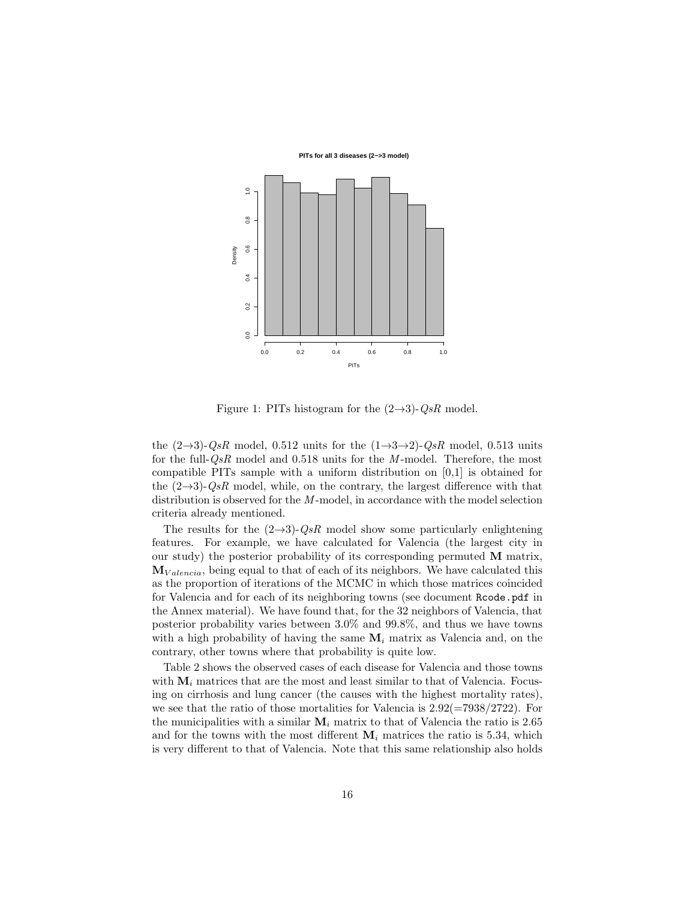Figure 1: PITs histogram for the (2→3)-$QsR$ model.

the (2→3)-$QsR$ model, 0.512 units for the (1→3→2)-$QsR$ model, 0.513 units for the full-$QsR$ model and 0.518 units for the $M$-model. Therefore, the most compatible PITs sample with a uniform distribution on [0,1] is obtained for the (2→3)-$QsR$ model, while, on the contrary, the largest difference with that distribution is observed for the $M$-model, in accordance with the model selection criteria already mentioned.

The results for the (2→3)-$QsR$ model show some particularly enlightening features. For example, we have calculated for Valencia (the largest city in our study) the posterior probability of its corresponding permuted $\mathbf{M}$ matrix, $\mathbf{M}_{Valencia}$, being equal to that of each of its neighbors. We have calculated this as the proportion of iterations of the MCMC in which those matrices coincided for Valencia and for each of its neighboring towns (see document `Rcode.pdf` in the Annex material). We have found that, for the 32 neighbors of Valencia, that posterior probability varies between 3.0% and 99.8%, and thus we have towns with a high probability of having the same $\mathbf{M}_i$ matrix as Valencia and, on the contrary, other towns where that probability is quite low.

Table 2 shows the observed cases of each disease for Valencia and those towns with $\mathbf{M}_i$ matrices that are the most and least similar to that of Valencia. Focusing on cirrhosis and lung cancer (the causes with the highest mortality rates), we see that the ratio of those mortalities for Valencia is 2.92(=7938/2722). For the municipalities with a similar $\mathbf{M}_i$ matrix to that of Valencia the ratio is 2.65 and for the towns with the most different $\mathbf{M}_i$ matrices the ratio is 5.34, which is very different to that of Valencia. Note that this same relationship also holds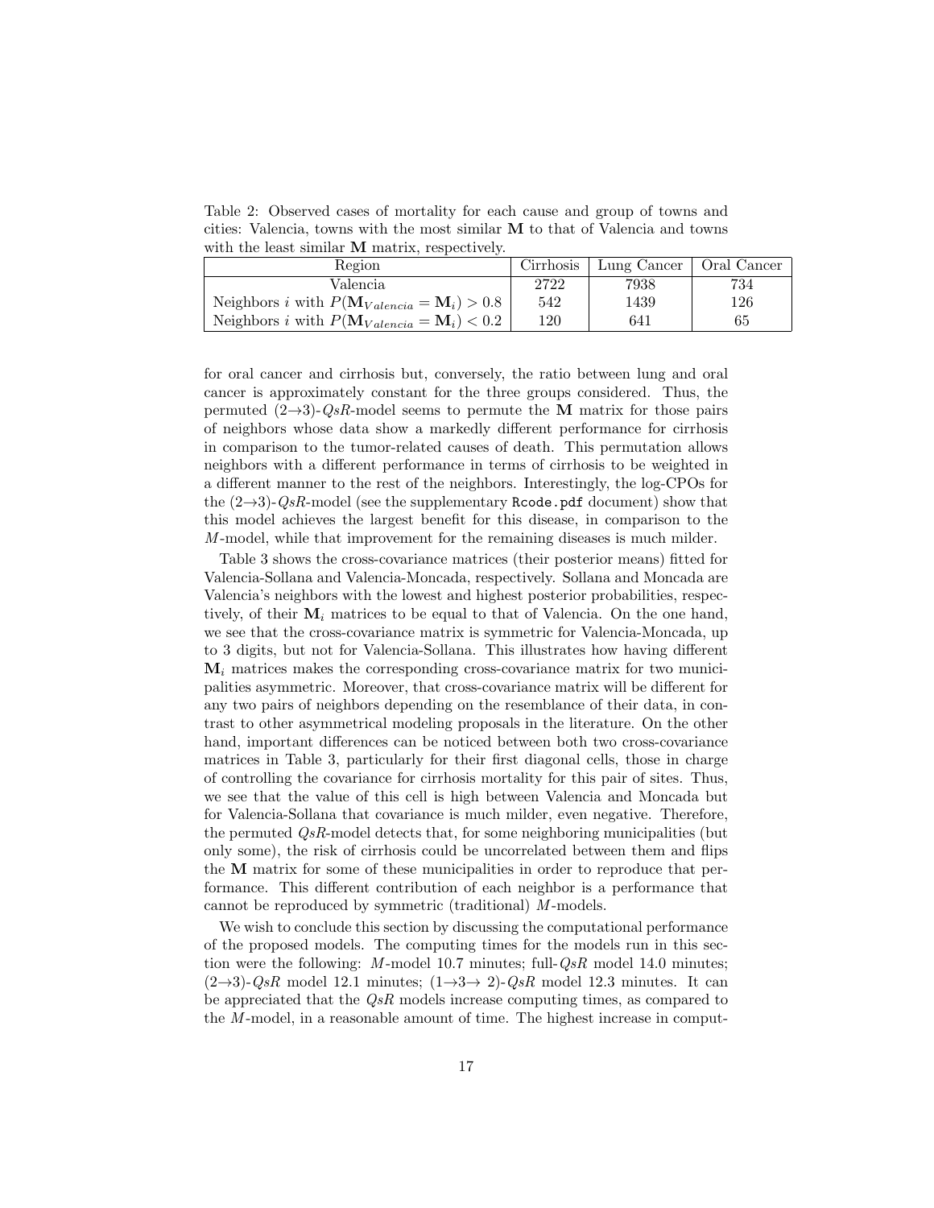Table 2: Observed cases of mortality for each cause and group of towns and cities: Valencia, towns with the most similar **M** to that of Valencia and towns with the least similar **M** matrix, respectively.

| Region | Cirrhosis | Lung Cancer | Oral Cancer |
| --- | --- | --- | --- |
| Valencia | 2722 | 7938 | 734 |
| Neighbors $i$ with $P(\mathbf{M}_{Valencia} = \mathbf{M}_i) > 0.8$ | 542 | 1439 | 126 |
| Neighbors $i$ with $P(\mathbf{M}_{Valencia} = \mathbf{M}_i) < 0.2$ | 120 | 641 | 65 |

for oral cancer and cirrhosis but, conversely, the ratio between lung and oral cancer is approximately constant for the three groups considered. Thus, the permuted ($2\to3$)-*QsR*-model seems to permute the **M** matrix for those pairs of neighbors whose data show a markedly different performance for cirrhosis in comparison to the tumor-related causes of death. This permutation allows neighbors with a different performance in terms of cirrhosis to be weighted in a different manner to the rest of the neighbors. Interestingly, the log-CPOs for the ($2\to3$)-*QsR*-model (see the supplementary `Rcode.pdf` document) show that this model achieves the largest benefit for this disease, in comparison to the *M*-model, while that improvement for the remaining diseases is much milder.

Table 3 shows the cross-covariance matrices (their posterior means) fitted for Valencia-Sollana and Valencia-Moncada, respectively. Sollana and Moncada are Valencia's neighbors with the lowest and highest posterior probabilities, respectively, of their $\mathbf{M}_i$ matrices to be equal to that of Valencia. On the one hand, we see that the cross-covariance matrix is symmetric for Valencia-Moncada, up to 3 digits, but not for Valencia-Sollana. This illustrates how having different $\mathbf{M}_i$ matrices makes the corresponding cross-covariance matrix for two municipalities asymmetric. Moreover, that cross-covariance matrix will be different for any two pairs of neighbors depending on the resemblance of their data, in contrast to other asymmetrical modeling proposals in the literature. On the other hand, important differences can be noticed between both two cross-covariance matrices in Table 3, particularly for their first diagonal cells, those in charge of controlling the covariance for cirrhosis mortality for this pair of sites. Thus, we see that the value of this cell is high between Valencia and Moncada but for Valencia-Sollana that covariance is much milder, even negative. Therefore, the permuted *QsR*-model detects that, for some neighboring municipalities (but only some), the risk of cirrhosis could be uncorrelated between them and flips the **M** matrix for some of these municipalities in order to reproduce that performance. This different contribution of each neighbor is a performance that cannot be reproduced by symmetric (traditional) *M*-models.

We wish to conclude this section by discussing the computational performance of the proposed models. The computing times for the models run in this section were the following: *M*-model 10.7 minutes; full-*QsR* model 14.0 minutes; ($2\to3$)-*QsR* model 12.1 minutes; ($1\to3\to2$)-*QsR* model 12.3 minutes. It can be appreciated that the *QsR* models increase computing times, as compared to the *M*-model, in a reasonable amount of time. The highest increase in comput-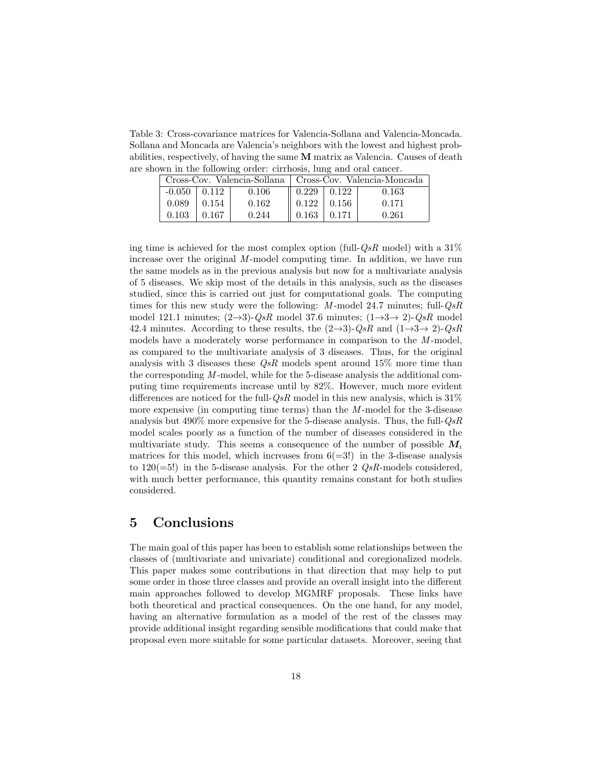Table 3: Cross-covariance matrices for Valencia-Sollana and Valencia-Moncada. Sollana and Moncada are Valencia's neighbors with the lowest and highest probabilities, respectively, of having the same $\mathbf{M}$ matrix as Valencia. Causes of death are shown in the following order: cirrhosis, lung and oral cancer.

| Cross-Cov. Valencia-Sollana | | | Cross-Cov. Valencia-Moncada | | |
|---|---|---|---|---|---|
| -0.050 | 0.112 | 0.106 | 0.229 | 0.122 | 0.163 |
| 0.089 | 0.154 | 0.162 | 0.122 | 0.156 | 0.171 |
| 0.103 | 0.167 | 0.244 | 0.163 | 0.171 | 0.261 |

ing time is achieved for the most complex option (full-$QsR$ model) with a 31% increase over the original $M$-model computing time. In addition, we have run the same models as in the previous analysis but now for a multivariate analysis of 5 diseases. We skip most of the details in this analysis, such as the diseases studied, since this is carried out just for computational goals. The computing times for this new study were the following: $M$-model 24.7 minutes; full-$QsR$ model 121.1 minutes; $(2\to3)$-$QsR$ model 37.6 minutes; $(1\to3\to2)$-$QsR$ model 42.4 minutes. According to these results, the $(2\to3)$-$QsR$ and $(1\to3\to2)$-$QsR$ models have a moderately worse performance in comparison to the $M$-model, as compared to the multivariate analysis of 3 diseases. Thus, for the original analysis with 3 diseases these $QsR$ models spent around 15% more time than the corresponding $M$-model, while for the 5-disease analysis the additional computing time requirements increase until by 82%. However, much more evident differences are noticed for the full-$QsR$ model in this new analysis, which is 31% more expensive (in computing time terms) than the $M$-model for the 3-disease analysis but 490% more expensive for the 5-disease analysis. Thus, the full-$QsR$ model scales poorly as a function of the number of diseases considered in the multivariate study. This seems a consequence of the number of possible $\boldsymbol{M}_i$ matrices for this model, which increases from $6(=3!)$ in the 3-disease analysis to $120(=5!)$ in the 5-disease analysis. For the other 2 $QsR$-models considered, with much better performance, this quantity remains constant for both studies considered.

## 5 Conclusions

The main goal of this paper has been to establish some relationships between the classes of (multivariate and univariate) conditional and coregionalized models. This paper makes some contributions in that direction that may help to put some order in those three classes and provide an overall insight into the different main approaches followed to develop MGMRF proposals. These links have both theoretical and practical consequences. On the one hand, for any model, having an alternative formulation as a model of the rest of the classes may provide additional insight regarding sensible modifications that could make that proposal even more suitable for some particular datasets. Moreover, seeing that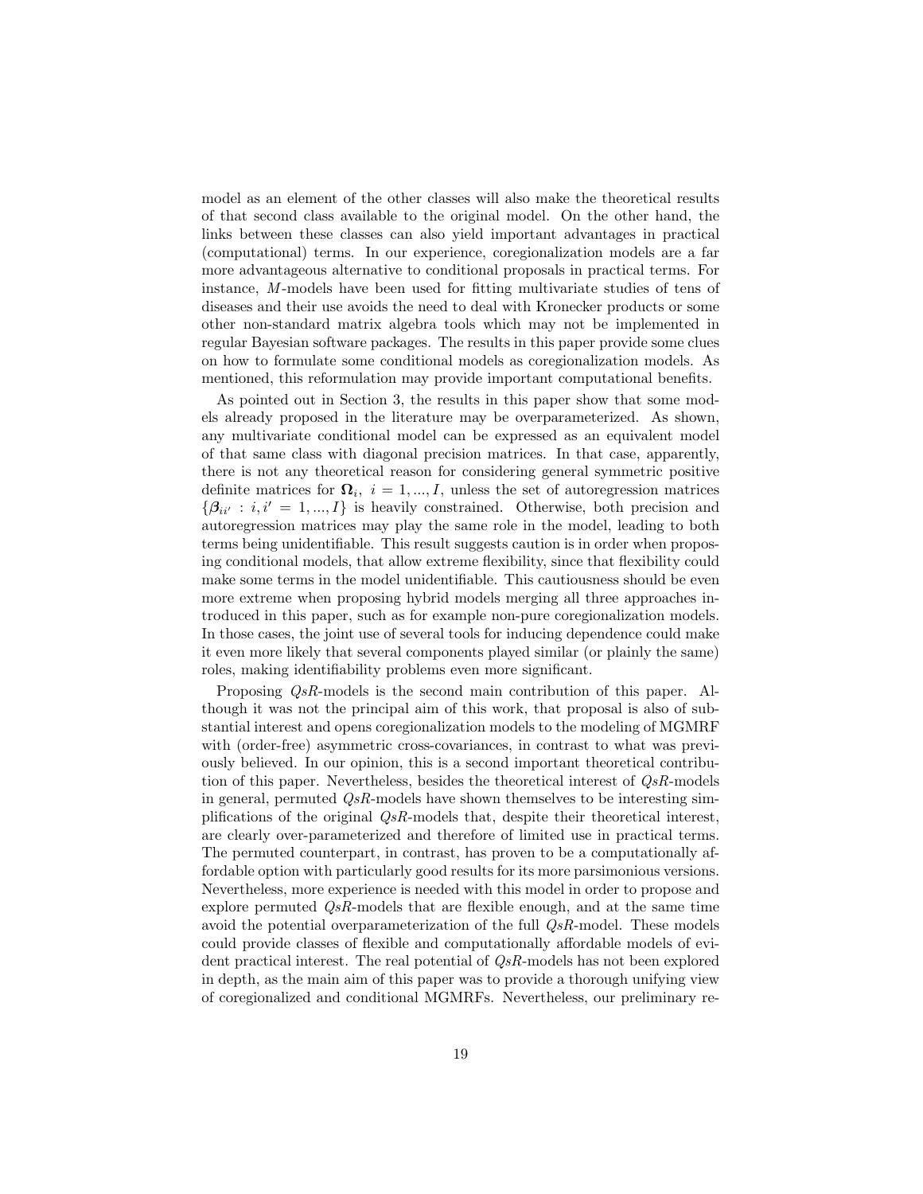model as an element of the other classes will also make the theoretical results of that second class available to the original model. On the other hand, the links between these classes can also yield important advantages in practical (computational) terms. In our experience, coregionalization models are a far more advantageous alternative to conditional proposals in practical terms. For instance, $M$-models have been used for fitting multivariate studies of tens of diseases and their use avoids the need to deal with Kronecker products or some other non-standard matrix algebra tools which may not be implemented in regular Bayesian software packages. The results in this paper provide some clues on how to formulate some conditional models as coregionalization models. As mentioned, this reformulation may provide important computational benefits.

As pointed out in Section 3, the results in this paper show that some models already proposed in the literature may be overparameterized. As shown, any multivariate conditional model can be expressed as an equivalent model of that same class with diagonal precision matrices. In that case, apparently, there is not any theoretical reason for considering general symmetric positive definite matrices for $\mathbf{\Omega}_i,\ i = 1, ..., I$, unless the set of autoregression matrices $\{\boldsymbol{\beta}_{ii'} : i, i' = 1, ..., I\}$ is heavily constrained. Otherwise, both precision and autoregression matrices may play the same role in the model, leading to both terms being unidentifiable. This result suggests caution is in order when proposing conditional models, that allow extreme flexibility, since that flexibility could make some terms in the model unidentifiable. This cautiousness should be even more extreme when proposing hybrid models merging all three approaches introduced in this paper, such as for example non-pure coregionalization models. In those cases, the joint use of several tools for inducing dependence could make it even more likely that several components played similar (or plainly the same) roles, making identifiability problems even more significant.

Proposing $QsR$-models is the second main contribution of this paper. Although it was not the principal aim of this work, that proposal is also of substantial interest and opens coregionalization models to the modeling of MGMRF with (order-free) asymmetric cross-covariances, in contrast to what was previously believed. In our opinion, this is a second important theoretical contribution of this paper. Nevertheless, besides the theoretical interest of $QsR$-models in general, permuted $QsR$-models have shown themselves to be interesting simplifications of the original $QsR$-models that, despite their theoretical interest, are clearly over-parameterized and therefore of limited use in practical terms. The permuted counterpart, in contrast, has proven to be a computationally affordable option with particularly good results for its more parsimonious versions. Nevertheless, more experience is needed with this model in order to propose and explore permuted $QsR$-models that are flexible enough, and at the same time avoid the potential overparameterization of the full $QsR$-model. These models could provide classes of flexible and computationally affordable models of evident practical interest. The real potential of $QsR$-models has not been explored in depth, as the main aim of this paper was to provide a thorough unifying view of coregionalized and conditional MGMRFs. Nevertheless, our preliminary re-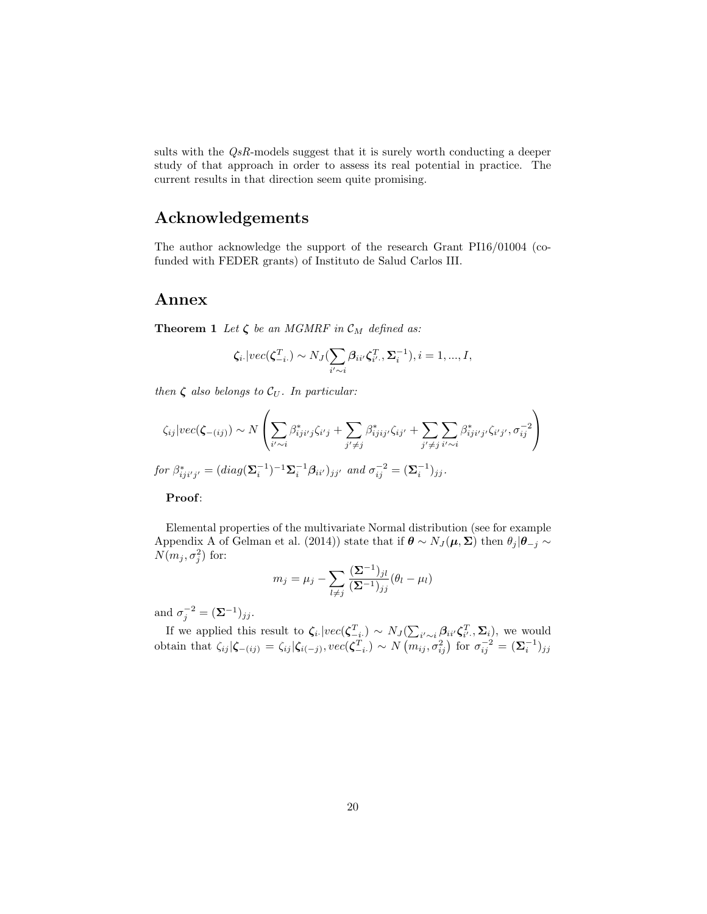sults with the *QsR*-models suggest that it is surely worth conducting a deeper study of that approach in order to assess its real potential in practice. The current results in that direction seem quite promising.

## Acknowledgements

The author acknowledge the support of the research Grant PI16/01004 (co-funded with FEDER grants) of Instituto de Salud Carlos III.

## Annex

**Theorem 1** *Let $\boldsymbol{\zeta}$ be an MGMRF in $\mathcal{C}_M$ defined as:*

$$\boldsymbol{\zeta}_{i\cdot}|vec(\boldsymbol{\zeta}^T_{-i\cdot}) \sim N_J(\sum_{i'\sim i}\boldsymbol{\beta}_{ii'}\boldsymbol{\zeta}^T_{i'\cdot}, \boldsymbol{\Sigma}_i^{-1}), i = 1, ..., I,$$

*then $\boldsymbol{\zeta}$ also belongs to $\mathcal{C}_U$. In particular:*

$$\zeta_{ij}|vec(\boldsymbol{\zeta}_{-(ij)}) \sim N\left(\sum_{i'\sim i}\beta^*_{iji'j}\zeta_{i'j} + \sum_{j'\neq j}\beta^*_{ijij'}\zeta_{ij'} + \sum_{j'\neq j}\sum_{i'\sim i}\beta^*_{iji'j'}\zeta_{i'j'}, \sigma_{ij}^{-2}\right)$$

*for $\beta^*_{iji'j'} = (diag(\boldsymbol{\Sigma}_i^{-1})^{-1}\boldsymbol{\Sigma}_i^{-1}\boldsymbol{\beta}_{ii'})_{jj'}$ and $\sigma_{ij}^{-2} = (\boldsymbol{\Sigma}_i^{-1})_{jj}$.*

**Proof**:

Elemental properties of the multivariate Normal distribution (see for example Appendix A of Gelman et al. (2014)) state that if $\boldsymbol{\theta} \sim N_J(\boldsymbol{\mu}, \boldsymbol{\Sigma})$ then $\theta_j|\boldsymbol{\theta}_{-j} \sim N(m_j, \sigma_j^2)$ for:

$$m_j = \mu_j - \sum_{l\neq j}\frac{(\boldsymbol{\Sigma}^{-1})_{jl}}{(\boldsymbol{\Sigma}^{-1})_{jj}}(\theta_l - \mu_l)$$

and $\sigma_j^{-2} = (\boldsymbol{\Sigma}^{-1})_{jj}$.

If we applied this result to $\boldsymbol{\zeta}_{i\cdot}|vec(\boldsymbol{\zeta}^T_{-i\cdot}) \sim N_J(\sum_{i'\sim i}\boldsymbol{\beta}_{ii'}\boldsymbol{\zeta}^T_{i'\cdot}, \boldsymbol{\Sigma}_i)$, we would obtain that $\zeta_{ij}|\boldsymbol{\zeta}_{-(ij)} = \zeta_{ij}|\boldsymbol{\zeta}_{i(-j)}, vec(\boldsymbol{\zeta}^T_{-i\cdot}) \sim N\left(m_{ij}, \sigma_{ij}^2\right)$ for $\sigma_{ij}^{-2} = (\boldsymbol{\Sigma}_i^{-1})_{jj}$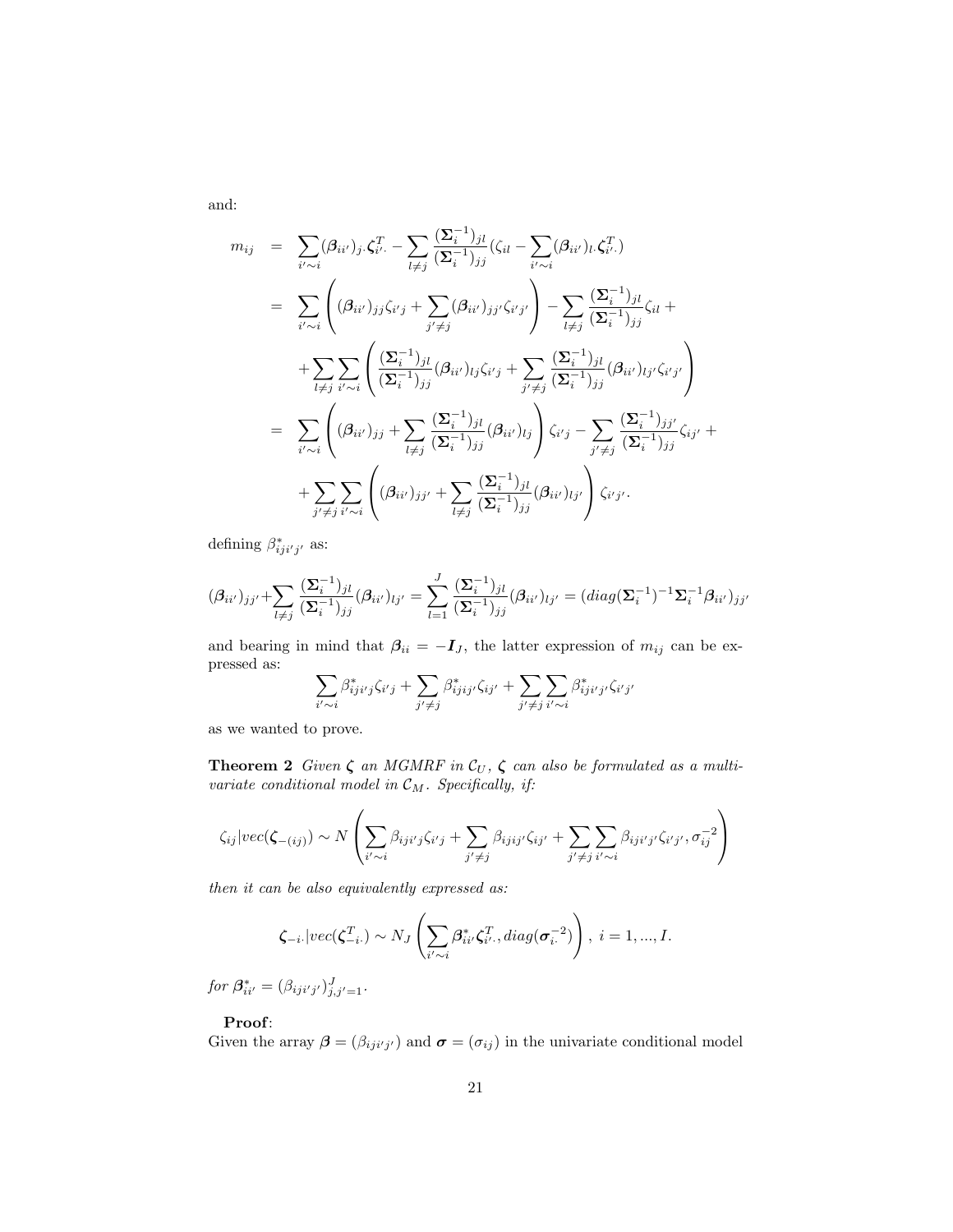and:

$$
\begin{aligned}
m_{ij} &= \sum_{i'\sim i}(\boldsymbol{\beta}_{ii'})_{j\cdot}\boldsymbol{\zeta}_{i'\cdot}^T - \sum_{l\neq j}\frac{(\boldsymbol{\Sigma}_i^{-1})_{jl}}{(\boldsymbol{\Sigma}_i^{-1})_{jj}}(\zeta_{il} - \sum_{i'\sim i}(\boldsymbol{\beta}_{ii'})_{l\cdot}\boldsymbol{\zeta}_{i'\cdot}^T) \\
&= \sum_{i'\sim i}\left((\boldsymbol{\beta}_{ii'})_{jj}\zeta_{i'j} + \sum_{j'\neq j}(\boldsymbol{\beta}_{ii'})_{jj'}\zeta_{i'j'}\right) - \sum_{l\neq j}\frac{(\boldsymbol{\Sigma}_i^{-1})_{jl}}{(\boldsymbol{\Sigma}_i^{-1})_{jj}}\zeta_{il} + \\
&\quad + \sum_{l\neq j}\sum_{i'\sim i}\left(\frac{(\boldsymbol{\Sigma}_i^{-1})_{jl}}{(\boldsymbol{\Sigma}_i^{-1})_{jj}}(\boldsymbol{\beta}_{ii'})_{lj}\zeta_{i'j} + \sum_{j'\neq j}\frac{(\boldsymbol{\Sigma}_i^{-1})_{jl}}{(\boldsymbol{\Sigma}_i^{-1})_{jj}}(\boldsymbol{\beta}_{ii'})_{lj'}\zeta_{i'j'}\right) \\
&= \sum_{i'\sim i}\left((\boldsymbol{\beta}_{ii'})_{jj} + \sum_{l\neq j}\frac{(\boldsymbol{\Sigma}_i^{-1})_{jl}}{(\boldsymbol{\Sigma}_i^{-1})_{jj}}(\boldsymbol{\beta}_{ii'})_{lj}\right)\zeta_{i'j} - \sum_{j'\neq j}\frac{(\boldsymbol{\Sigma}_i^{-1})_{jj'}}{(\boldsymbol{\Sigma}_i^{-1})_{jj}}\zeta_{ij'} + \\
&\quad + \sum_{j'\neq j}\sum_{i'\sim i}\left((\boldsymbol{\beta}_{ii'})_{jj'} + \sum_{l\neq j}\frac{(\boldsymbol{\Sigma}_i^{-1})_{jl}}{(\boldsymbol{\Sigma}_i^{-1})_{jj}}(\boldsymbol{\beta}_{ii'})_{lj'}\right)\zeta_{i'j'}.
\end{aligned}
$$

defining $\beta^*_{iji'j'}$ as:

$$
(\boldsymbol{\beta}_{ii'})_{jj'} + \sum_{l\neq j}\frac{(\boldsymbol{\Sigma}_i^{-1})_{jl}}{(\boldsymbol{\Sigma}_i^{-1})_{jj}}(\boldsymbol{\beta}_{ii'})_{lj'} = \sum_{l=1}^{J}\frac{(\boldsymbol{\Sigma}_i^{-1})_{jl}}{(\boldsymbol{\Sigma}_i^{-1})_{jj}}(\boldsymbol{\beta}_{ii'})_{lj'} = (diag(\boldsymbol{\Sigma}_i^{-1})^{-1}\boldsymbol{\Sigma}_i^{-1}\boldsymbol{\beta}_{ii'})_{jj'}
$$

and bearing in mind that $\boldsymbol{\beta}_{ii} = -\boldsymbol{I}_J$, the latter expression of $m_{ij}$ can be expressed as:

$$
\sum_{i'\sim i}\beta^*_{iji'j}\zeta_{i'j} + \sum_{j'\neq j}\beta^*_{ijij'}\zeta_{ij'} + \sum_{j'\neq j}\sum_{i'\sim i}\beta^*_{iji'j'}\zeta_{i'j'}
$$

as we wanted to prove.

**Theorem 2** *Given $\boldsymbol{\zeta}$ an MGMRF in $\mathcal{C}_U$, $\boldsymbol{\zeta}$ can also be formulated as a multivariate conditional model in $\mathcal{C}_M$. Specifically, if:*

$$
\zeta_{ij}|vec(\boldsymbol{\zeta}_{-(ij)}) \sim N\left(\sum_{i'\sim i}\beta_{iji'j}\zeta_{i'j} + \sum_{j'\neq j}\beta_{ijij'}\zeta_{ij'} + \sum_{j'\neq j}\sum_{i'\sim i}\beta_{iji'j'}\zeta_{i'j'}, \sigma_{ij}^{-2}\right)
$$

*then it can be also equivalently expressed as:*

$$
\boldsymbol{\zeta}_{-i\cdot}|vec(\boldsymbol{\zeta}_{-i\cdot}^T) \sim N_J\left(\sum_{i'\sim i}\boldsymbol{\beta}^*_{ii'}\boldsymbol{\zeta}_{i'\cdot}^T, diag(\boldsymbol{\sigma}_{i\cdot}^{-2})\right),\ i = 1, ..., I.
$$

*for $\boldsymbol{\beta}^*_{ii'} = (\beta_{iji'j'})_{j,j'=1}^J$.*

**Proof**:
Given the array $\boldsymbol{\beta} = (\beta_{iji'j'})$ and $\boldsymbol{\sigma} = (\sigma_{ij})$ in the univariate conditional model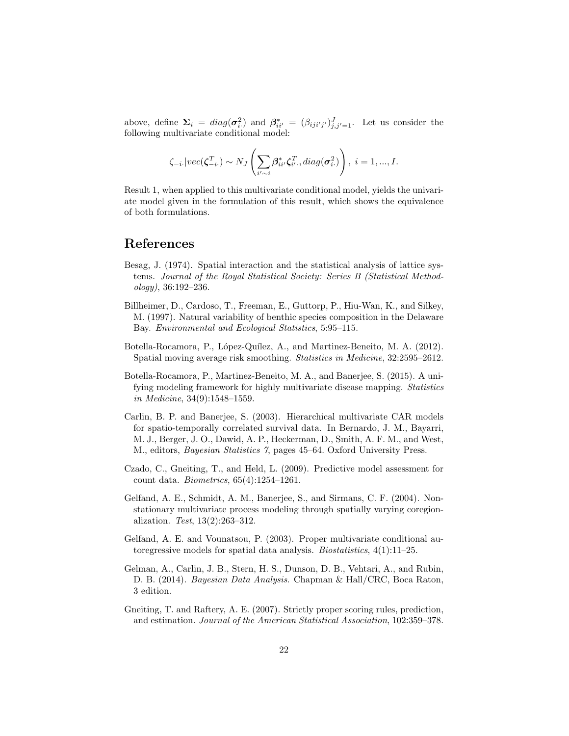above, define $\mathbf{\Sigma}_i = diag(\boldsymbol{\sigma}^2_{i\cdot})$ and $\boldsymbol{\beta}^*_{ii'} = (\beta_{iji'j'})^J_{j,j'=1}$. Let us consider the following multivariate conditional model:

$$\zeta_{-i\cdot}|vec(\boldsymbol{\zeta}^T_{-i\cdot}) \sim N_J\left(\sum_{i'\sim i}\boldsymbol{\beta}^*_{ii'}\boldsymbol{\zeta}^T_{i'\cdot}, diag(\boldsymbol{\sigma}^2_{i\cdot})\right),\ i = 1, ..., I.$$

Result 1, when applied to this multivariate conditional model, yields the univariate model given in the formulation of this result, which shows the equivalence of both formulations.

# References

Besag, J. (1974). Spatial interaction and the statistical analysis of lattice systems. *Journal of the Royal Statistical Society: Series B (Statistical Methodology)*, 36:192–236.

Billheimer, D., Cardoso, T., Freeman, E., Guttorp, P., Hiu-Wan, K., and Silkey, M. (1997). Natural variability of benthic species composition in the Delaware Bay. *Environmental and Ecological Statistics*, 5:95–115.

Botella-Rocamora, P., López-Quílez, A., and Martinez-Beneito, M. A. (2012). Spatial moving average risk smoothing. *Statistics in Medicine*, 32:2595–2612.

Botella-Rocamora, P., Martinez-Beneito, M. A., and Banerjee, S. (2015). A unifying modeling framework for highly multivariate disease mapping. *Statistics in Medicine*, 34(9):1548–1559.

Carlin, B. P. and Banerjee, S. (2003). Hierarchical multivariate CAR models for spatio-temporally correlated survival data. In Bernardo, J. M., Bayarri, M. J., Berger, J. O., Dawid, A. P., Heckerman, D., Smith, A. F. M., and West, M., editors, *Bayesian Statistics 7*, pages 45–64. Oxford University Press.

Czado, C., Gneiting, T., and Held, L. (2009). Predictive model assessment for count data. *Biometrics*, 65(4):1254–1261.

Gelfand, A. E., Schmidt, A. M., Banerjee, S., and Sirmans, C. F. (2004). Nonstationary multivariate process modeling through spatially varying coregionalization. *Test*, 13(2):263–312.

Gelfand, A. E. and Vounatsou, P. (2003). Proper multivariate conditional autoregressive models for spatial data analysis. *Biostatistics*, 4(1):11–25.

Gelman, A., Carlin, J. B., Stern, H. S., Dunson, D. B., Vehtari, A., and Rubin, D. B. (2014). *Bayesian Data Analysis*. Chapman & Hall/CRC, Boca Raton, 3 edition.

Gneiting, T. and Raftery, A. E. (2007). Strictly proper scoring rules, prediction, and estimation. *Journal of the American Statistical Association*, 102:359–378.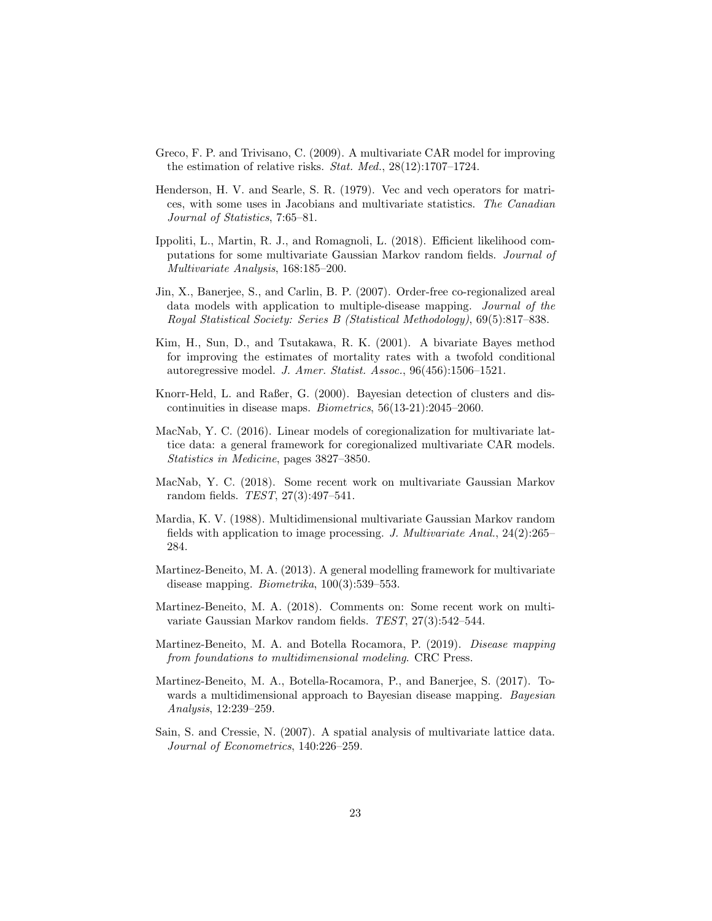Greco, F. P. and Trivisano, C. (2009). A multivariate CAR model for improving the estimation of relative risks. *Stat. Med.*, 28(12):1707–1724.

Henderson, H. V. and Searle, S. R. (1979). Vec and vech operators for matrices, with some uses in Jacobians and multivariate statistics. *The Canadian Journal of Statistics*, 7:65–81.

Ippoliti, L., Martin, R. J., and Romagnoli, L. (2018). Efficient likelihood computations for some multivariate Gaussian Markov random fields. *Journal of Multivariate Analysis*, 168:185–200.

Jin, X., Banerjee, S., and Carlin, B. P. (2007). Order-free co-regionalized areal data models with application to multiple-disease mapping. *Journal of the Royal Statistical Society: Series B (Statistical Methodology)*, 69(5):817–838.

Kim, H., Sun, D., and Tsutakawa, R. K. (2001). A bivariate Bayes method for improving the estimates of mortality rates with a twofold conditional autoregressive model. *J. Amer. Statist. Assoc.*, 96(456):1506–1521.

Knorr-Held, L. and Raßer, G. (2000). Bayesian detection of clusters and discontinuities in disease maps. *Biometrics*, 56(13-21):2045–2060.

MacNab, Y. C. (2016). Linear models of coregionalization for multivariate lattice data: a general framework for coregionalized multivariate CAR models. *Statistics in Medicine*, pages 3827–3850.

MacNab, Y. C. (2018). Some recent work on multivariate Gaussian Markov random fields. *TEST*, 27(3):497–541.

Mardia, K. V. (1988). Multidimensional multivariate Gaussian Markov random fields with application to image processing. *J. Multivariate Anal.*, 24(2):265–284.

Martinez-Beneito, M. A. (2013). A general modelling framework for multivariate disease mapping. *Biometrika*, 100(3):539–553.

Martinez-Beneito, M. A. (2018). Comments on: Some recent work on multivariate Gaussian Markov random fields. *TEST*, 27(3):542–544.

Martinez-Beneito, M. A. and Botella Rocamora, P. (2019). *Disease mapping from foundations to multidimensional modeling*. CRC Press.

Martinez-Beneito, M. A., Botella-Rocamora, P., and Banerjee, S. (2017). Towards a multidimensional approach to Bayesian disease mapping. *Bayesian Analysis*, 12:239–259.

Sain, S. and Cressie, N. (2007). A spatial analysis of multivariate lattice data. *Journal of Econometrics*, 140:226–259.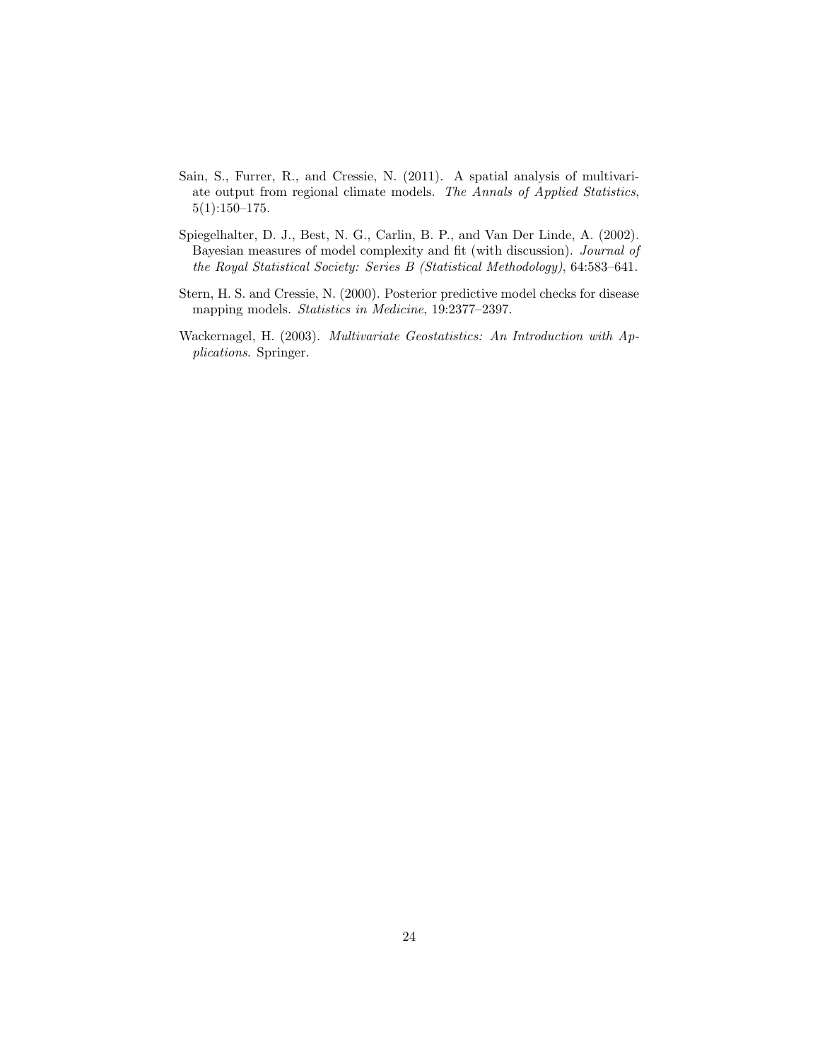Sain, S., Furrer, R., and Cressie, N. (2011). A spatial analysis of multivariate output from regional climate models. *The Annals of Applied Statistics*, 5(1):150–175.

Spiegelhalter, D. J., Best, N. G., Carlin, B. P., and Van Der Linde, A. (2002). Bayesian measures of model complexity and fit (with discussion). *Journal of the Royal Statistical Society: Series B (Statistical Methodology)*, 64:583–641.

Stern, H. S. and Cressie, N. (2000). Posterior predictive model checks for disease mapping models. *Statistics in Medicine*, 19:2377–2397.

Wackernagel, H. (2003). *Multivariate Geostatistics: An Introduction with Applications*. Springer.